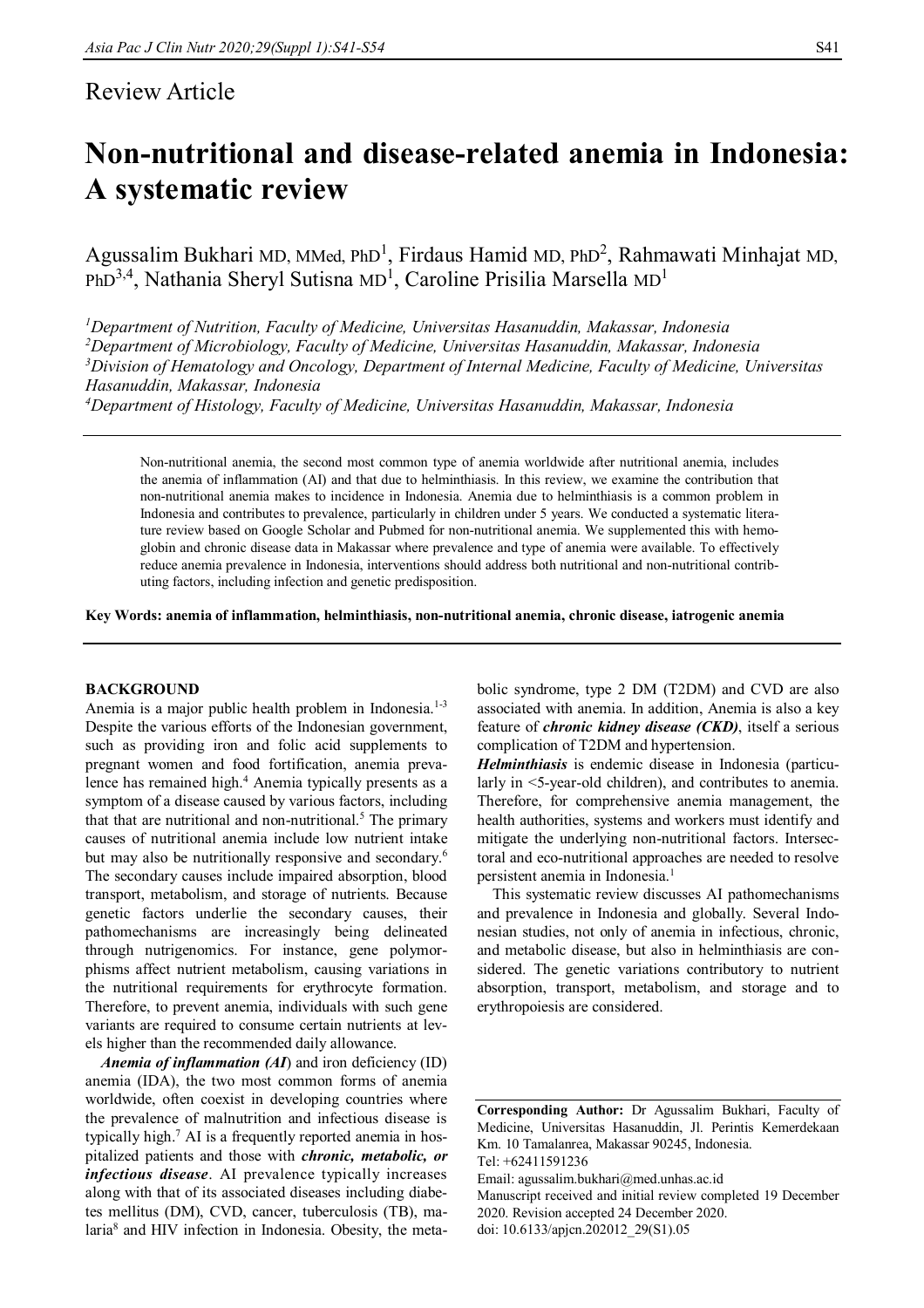Review Article

# Non-nutritional and disease-related anemia in Indonesia: A systematic review

Agussalim Bukhari MD, MMed, PhD[1], Firdaus Hamid MD, PhD[2], Rahmawati Minhajat MD, PhD[3,4], Nathania Sheryl Sutisna MD[1], Caroline Prisilia Marsella MD[1]

[1]*Department of Nutrition, Faculty of Medicine, Universitas Hasanuddin, Makassar, Indonesia*
[2]*Department of Microbiology, Faculty of Medicine, Universitas Hasanuddin, Makassar, Indonesia*
[3]*Division of Hematology and Oncology, Department of Internal Medicine, Faculty of Medicine, Universitas Hasanuddin, Makassar, Indonesia*
[4]*Department of Histology, Faculty of Medicine, Universitas Hasanuddin, Makassar, Indonesia*

Non-nutritional anemia, the second most common type of anemia worldwide after nutritional anemia, includes the anemia of inflammation (AI) and that due to helminthiasis. In this review, we examine the contribution that non-nutritional anemia makes to incidence in Indonesia. Anemia due to helminthiasis is a common problem in Indonesia and contributes to prevalence, particularly in children under 5 years. We conducted a systematic literature review based on Google Scholar and Pubmed for non-nutritional anemia. We supplemented this with hemoglobin and chronic disease data in Makassar where prevalence and type of anemia were available. To effectively reduce anemia prevalence in Indonesia, interventions should address both nutritional and non-nutritional contributing factors, including infection and genetic predisposition.

**Key Words: anemia of inflammation, helminthiasis, non-nutritional anemia, chronic disease, iatrogenic anemia**

## BACKGROUND

Anemia is a major public health problem in Indonesia.[1-3] Despite the various efforts of the Indonesian government, such as providing iron and folic acid supplements to pregnant women and food fortification, anemia prevalence has remained high.[4] Anemia typically presents as a symptom of a disease caused by various factors, including that that are nutritional and non-nutritional.[5] The primary causes of nutritional anemia include low nutrient intake but may also be nutritionally responsive and secondary.[6] The secondary causes include impaired absorption, blood transport, metabolism, and storage of nutrients. Because genetic factors underlie the secondary causes, their pathomechanisms are increasingly being delineated through nutrigenomics. For instance, gene polymorphisms affect nutrient metabolism, causing variations in the nutritional requirements for erythrocyte formation. Therefore, to prevent anemia, individuals with such gene variants are required to consume certain nutrients at levels higher than the recommended daily allowance.

***Anemia of inflammation (AI)*** and iron deficiency (ID) anemia (IDA), the two most common forms of anemia worldwide, often coexist in developing countries where the prevalence of malnutrition and infectious disease is typically high.[7] AI is a frequently reported anemia in hospitalized patients and those with ***chronic, metabolic, or infectious disease***. AI prevalence typically increases along with that of its associated diseases including diabetes mellitus (DM), CVD, cancer, tuberculosis (TB), malaria[8] and HIV infection in Indonesia. Obesity, the metabolic syndrome, type 2 DM (T2DM) and CVD are also associated with anemia. In addition, Anemia is also a key feature of ***chronic kidney disease (CKD)***, itself a serious complication of T2DM and hypertension.

***Helminthiasis*** is endemic disease in Indonesia (particularly in <5-year-old children), and contributes to anemia. Therefore, for comprehensive anemia management, the health authorities, systems and workers must identify and mitigate the underlying non-nutritional factors. Intersectoral and eco-nutritional approaches are needed to resolve persistent anemia in Indonesia.[1]

This systematic review discusses AI pathomechanisms and prevalence in Indonesia and globally. Several Indonesian studies, not only of anemia in infectious, chronic, and metabolic disease, but also in helminthiasis are considered. The genetic variations contributory to nutrient absorption, transport, metabolism, and storage and to erythropoiesis are considered.

**Corresponding Author:** Dr Agussalim Bukhari, Faculty of Medicine, Universitas Hasanuddin, Jl. Perintis Kemerdekaan Km. 10 Tamalanrea, Makassar 90245, Indonesia.
Tel: +62411591236
Email: agussalim.bukhari@med.unhas.ac.id
Manuscript received and initial review completed 19 December 2020. Revision accepted 24 December 2020.
doi: 10.6133/apjcn.202012_29(S1).05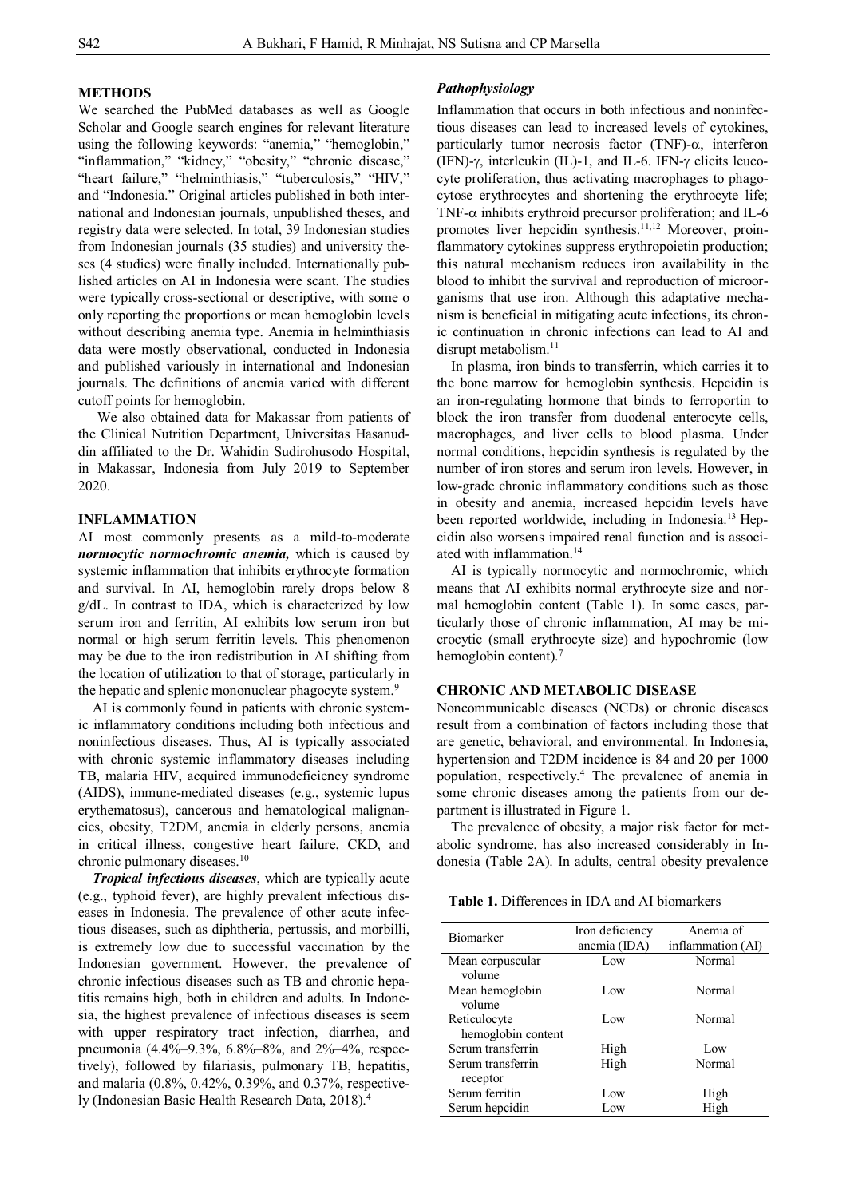## METHODS

We searched the PubMed databases as well as Google Scholar and Google search engines for relevant literature using the following keywords: "anemia," "hemoglobin," "inflammation," "kidney," "obesity," "chronic disease," "heart failure," "helminthiasis," "tuberculosis," "HIV," and "Indonesia." Original articles published in both international and Indonesian journals, unpublished theses, and registry data were selected. In total, 39 Indonesian studies from Indonesian journals (35 studies) and university theses (4 studies) were finally included. Internationally published articles on AI in Indonesia were scant. The studies were typically cross-sectional or descriptive, with some o only reporting the proportions or mean hemoglobin levels without describing anemia type. Anemia in helminthiasis data were mostly observational, conducted in Indonesia and published variously in international and Indonesian journals. The definitions of anemia varied with different cutoff points for hemoglobin.

We also obtained data for Makassar from patients of the Clinical Nutrition Department, Universitas Hasanuddin affiliated to the Dr. Wahidin Sudirohusodo Hospital, in Makassar, Indonesia from July 2019 to September 2020.

## INFLAMMATION

AI most commonly presents as a mild-to-moderate ***normocytic normochromic anemia,*** which is caused by systemic inflammation that inhibits erythrocyte formation and survival. In AI, hemoglobin rarely drops below 8 g/dL. In contrast to IDA, which is characterized by low serum iron and ferritin, AI exhibits low serum iron but normal or high serum ferritin levels. This phenomenon may be due to the iron redistribution in AI shifting from the location of utilization to that of storage, particularly in the hepatic and splenic mononuclear phagocyte system.[9]

AI is commonly found in patients with chronic systemic inflammatory conditions including both infectious and noninfectious diseases. Thus, AI is typically associated with chronic systemic inflammatory diseases including TB, malaria HIV, acquired immunodeficiency syndrome (AIDS), immune-mediated diseases (e.g., systemic lupus erythematosus), cancerous and hematological malignancies, obesity, T2DM, anemia in elderly persons, anemia in critical illness, congestive heart failure, CKD, and chronic pulmonary diseases.[10]

***Tropical infectious diseases***, which are typically acute (e.g., typhoid fever), are highly prevalent infectious diseases in Indonesia. The prevalence of other acute infectious diseases, such as diphtheria, pertussis, and morbilli, is extremely low due to successful vaccination by the Indonesian government. However, the prevalence of chronic infectious diseases such as TB and chronic hepatitis remains high, both in children and adults. In Indonesia, the highest prevalence of infectious diseases is seem with upper respiratory tract infection, diarrhea, and pneumonia (4.4%–9.3%, 6.8%–8%, and 2%–4%, respectively), followed by filariasis, pulmonary TB, hepatitis, and malaria (0.8%, 0.42%, 0.39%, and 0.37%, respectively) (Indonesian Basic Health Research Data, 2018).[4]

### *Pathophysiology*

Inflammation that occurs in both infectious and noninfectious diseases can lead to increased levels of cytokines, particularly tumor necrosis factor (TNF)-$\alpha$, interferon (IFN)-$\gamma$, interleukin (IL)-1, and IL-6. IFN-$\gamma$ elicits leucocyte proliferation, thus activating macrophages to phagocytose erythrocytes and shortening the erythrocyte life; TNF-$\alpha$ inhibits erythroid precursor proliferation; and IL-6 promotes liver hepcidin synthesis.[11,12] Moreover, proinflammatory cytokines suppress erythropoietin production; this natural mechanism reduces iron availability in the blood to inhibit the survival and reproduction of microorganisms that use iron. Although this adaptative mechanism is beneficial in mitigating acute infections, its chronic continuation in chronic infections can lead to AI and disrupt metabolism.[11]

In plasma, iron binds to transferrin, which carries it to the bone marrow for hemoglobin synthesis. Hepcidin is an iron-regulating hormone that binds to ferroportin to block the iron transfer from duodenal enterocyte cells, macrophages, and liver cells to blood plasma. Under normal conditions, hepcidin synthesis is regulated by the number of iron stores and serum iron levels. However, in low-grade chronic inflammatory conditions such as those in obesity and anemia, increased hepcidin levels have been reported worldwide, including in Indonesia.[13] Hepcidin also worsens impaired renal function and is associated with inflammation.[14]

AI is typically normocytic and normochromic, which means that AI exhibits normal erythrocyte size and normal hemoglobin content (Table 1). In some cases, particularly those of chronic inflammation, AI may be microcytic (small erythrocyte size) and hypochromic (low hemoglobin content).[7]

## CHRONIC AND METABOLIC DISEASE

Noncommunicable diseases (NCDs) or chronic diseases result from a combination of factors including those that are genetic, behavioral, and environmental. In Indonesia, hypertension and T2DM incidence is 84 and 20 per 1000 population, respectively.[4] The prevalence of anemia in some chronic diseases among the patients from our department is illustrated in Figure 1.

The prevalence of obesity, a major risk factor for metabolic syndrome, has also increased considerably in Indonesia (Table 2A). In adults, central obesity prevalence

**Table 1.** Differences in IDA and AI biomarkers

| Biomarker | Iron deficiency anemia (IDA) | Anemia of inflammation (AI) |
|---|---|---|
| Mean corpuscular volume | Low | Normal |
| Mean hemoglobin volume | Low | Normal |
| Reticulocyte hemoglobin content | Low | Normal |
| Serum transferrin | High | Low |
| Serum transferrin receptor | High | Normal |
| Serum ferritin | Low | High |
| Serum hepcidin | Low | High |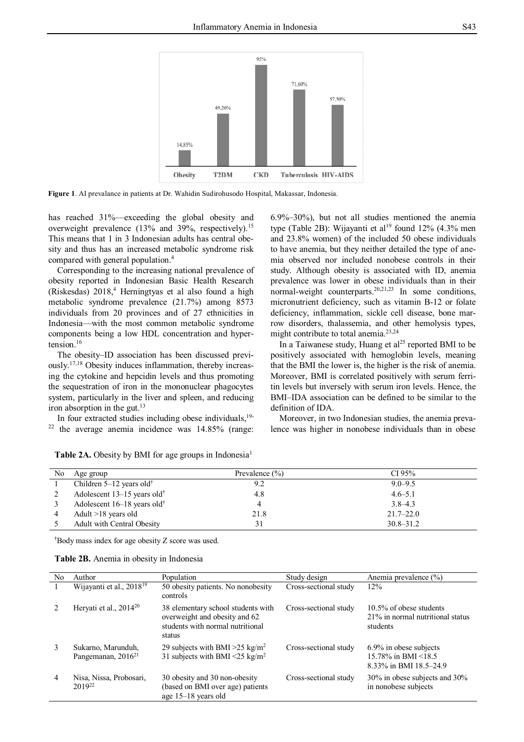**Figure 1**. AI prevalance in patients at Dr. Wahidin Sudirohusodo Hospital, Makassar, Indonesia.

has reached 31%—exceeding the global obesity and overweight prevalence (13% and 39%, respectively).[15] This means that 1 in 3 Indonesian adults has central obesity and thus has an increased metabolic syndrome risk compared with general population.[4]

Corresponding to the increasing national prevalence of obesity reported in Indonesian Basic Health Research (Riskesdas) 2018,[4] Herningtyas et al also found a high metabolic syndrome prevalence (21.7%) among 8573 individuals from 20 provinces and of 27 ethnicities in Indonesia—with the most common metabolic syndrome components being a low HDL concentration and hypertension.[16]

The obesity–ID association has been discussed previously.[17,18] Obesity induces inflammation, thereby increasing the cytokine and hepcidin levels and thus promoting the sequestration of iron in the mononuclear phagocytes system, particularly in the liver and spleen, and reducing iron absorption in the gut.[13]

In four extracted studies including obese individuals,[19-22] the average anemia incidence was 14.85% (range: 6.9%–30%), but not all studies mentioned the anemia type (Table 2B): Wijayanti et al[19] found 12% (4.3% men and 23.8% women) of the included 50 obese individuals to have anemia, but they neither detailed the type of anemia observed nor included nonobese controls in their study. Although obesity is associated with ID, anemia prevalence was lower in obese individuals than in their normal-weight counterparts.[20,21,23] In some conditions, micronutrient deficiency, such as vitamin B-12 or folate deficiency, inflammation, sickle cell disease, bone marrow disorders, thalassemia, and other hemolysis types, might contribute to total anemia.[23,24]

In a Taiwanese study, Huang et al[25] reported BMI to be positively associated with hemoglobin levels, meaning that the BMI the lower is, the higher is the risk of anemia. Moreover, BMI is correlated positively with serum ferritin levels but inversely with serum iron levels. Hence, the BMI–IDA association can be defined to be similar to the definition of IDA.

Moreover, in two Indonesian studies, the anemia prevalence was higher in nonobese individuals than in obese

**Table 2A.** Obesity by BMI for age groups in Indonesia[1]

| No | Age group | Prevalence (%) | CI 95% |
|---|---|---|---|
| 1 | Children 5–12 years old† | 9.2 | 9.0–9.5 |
| 2 | Adolescent 13–15 years old† | 4.8 | 4.6–5.1 |
| 3 | Adolescent 16–18 years old† | 4 | 3.8–4.3 |
| 4 | Adult >18 years old | 21.8 | 21.7–22.0 |
| 5 | Adult with Central Obesity | 31 | 30.8–31.2 |

†Body mass index for age obesity Z score was used.

**Table 2B.** Anemia in obesity in Indonesia

| No | Author | Population | Study design | Anemia prevalence (%) |
|---|---|---|---|---|
| 1 | Wijayanti et al., 2018[19] | 50 obesity patients. No nonobesity controls | Cross-sectional study | 12% |
| 2 | Heryati et al., 2014[20] | 38 elementary school students with overweight and obesity and 62 students with normal nutritional status | Cross-sectional study | 10.5% of obese students<br>21% in normal nutritional status students |
| 3 | Sukarno, Marunduh, Pangemanan, 2016[21] | 29 subjects with BMI >25 kg/m$^2$<br>31 subjects with BMI <25 kg/m$^2$ | Cross-sectional study | 6.9% in obese subjects<br>15.78% in BMI <18.5<br>8.33% in BMI 18.5–24.9 |
| 4 | Nisa, Nissa, Probosari, 2019[22] | 30 obesity and 30 non-obesity (based on BMI over age) patients age 15–18 years old | Cross-sectional study | 30% in obese subjects and 30% in nonobese subjects |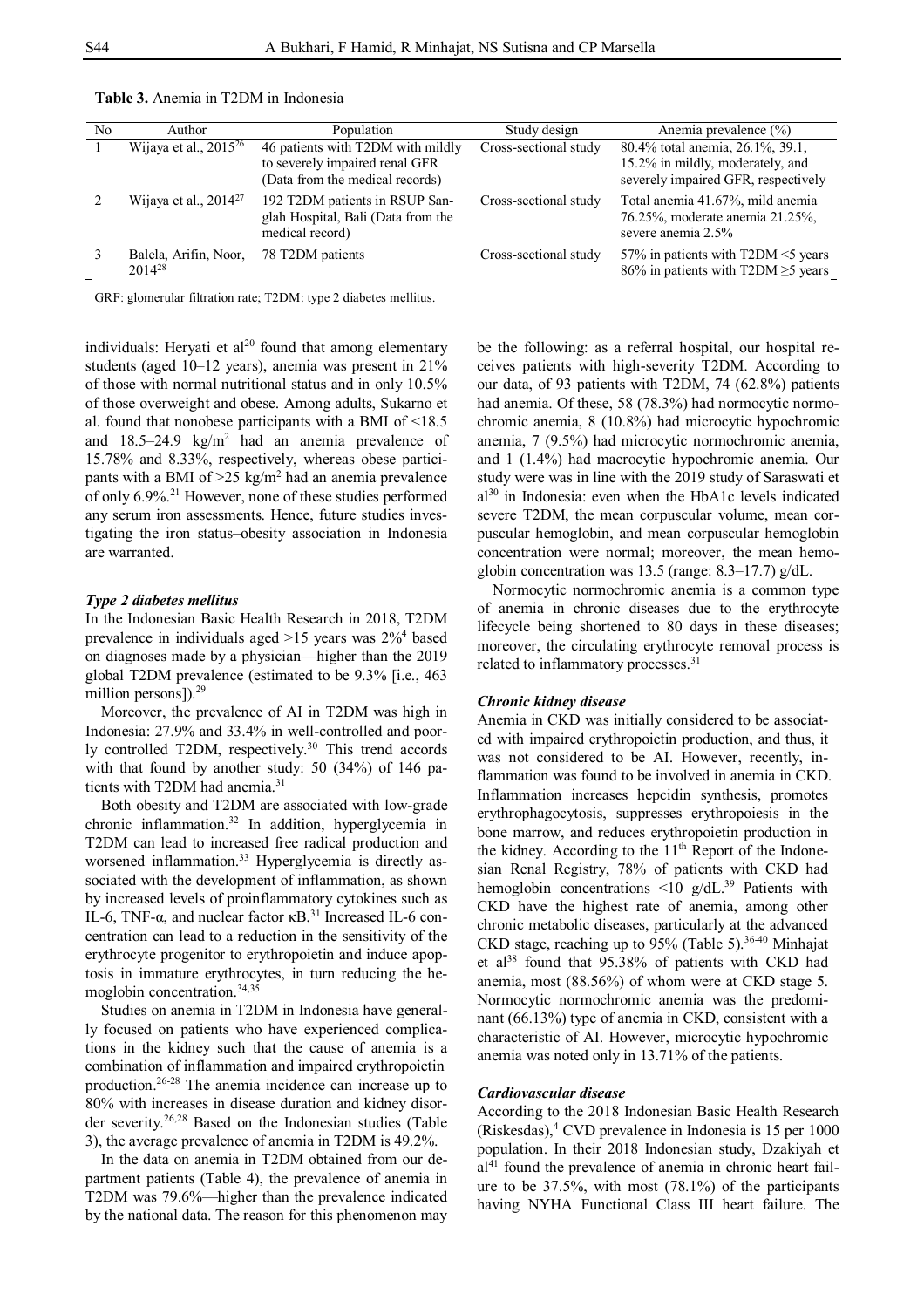**Table 3.** Anemia in T2DM in Indonesia

| No | Author | Population | Study design | Anemia prevalence (%) |
|---|---|---|---|---|
| 1 | Wijaya et al., 2015[26] | 46 patients with T2DM with mildly to severely impaired renal GFR (Data from the medical records) | Cross-sectional study | 80.4% total anemia, 26.1%, 39.1, 15.2% in mildly, moderately, and severely impaired GFR, respectively |
| 2 | Wijaya et al., 2014[27] | 192 T2DM patients in RSUP Sanglah Hospital, Bali (Data from the medical record) | Cross-sectional study | Total anemia 41.67%, mild anemia 76.25%, moderate anemia 21.25%, severe anemia 2.5% |
| 3 | Balela, Arifin, Noor, 2014[28] | 78 T2DM patients | Cross-sectional study | 57% in patients with T2DM <5 years 86% in patients with T2DM ≥5 years |

GRF: glomerular filtration rate; T2DM: type 2 diabetes mellitus.

individuals: Heryati et al[20] found that among elementary students (aged 10–12 years), anemia was present in 21% of those with normal nutritional status and in only 10.5% of those overweight and obese. Among adults, Sukarno et al. found that nonobese participants with a BMI of <18.5 and 18.5–24.9 kg/m$^2$ had an anemia prevalence of 15.78% and 8.33%, respectively, whereas obese participants with a BMI of >25 kg/m$^2$ had an anemia prevalence of only 6.9%.[21] However, none of these studies performed any serum iron assessments. Hence, future studies investigating the iron status–obesity association in Indonesia are warranted.

### *Type 2 diabetes mellitus*

In the Indonesian Basic Health Research in 2018, T2DM prevalence in individuals aged >15 years was 2%[4] based on diagnoses made by a physician—higher than the 2019 global T2DM prevalence (estimated to be 9.3% [i.e., 463 million persons]).[29]

Moreover, the prevalence of AI in T2DM was high in Indonesia: 27.9% and 33.4% in well-controlled and poorly controlled T2DM, respectively.[30] This trend accords with that found by another study: 50 (34%) of 146 patients with T2DM had anemia.[31]

Both obesity and T2DM are associated with low-grade chronic inflammation.[32] In addition, hyperglycemia in T2DM can lead to increased free radical production and worsened inflammation.[33] Hyperglycemia is directly associated with the development of inflammation, as shown by increased levels of proinflammatory cytokines such as IL-6, TNF-α, and nuclear factor κB.[31] Increased IL-6 concentration can lead to a reduction in the sensitivity of the erythrocyte progenitor to erythropoietin and induce apoptosis in immature erythrocytes, in turn reducing the hemoglobin concentration.[34,35]

Studies on anemia in T2DM in Indonesia have generally focused on patients who have experienced complications in the kidney such that the cause of anemia is a combination of inflammation and impaired erythropoietin production.[26-28] The anemia incidence can increase up to 80% with increases in disease duration and kidney disorder severity.[26,28] Based on the Indonesian studies (Table 3), the average prevalence of anemia in T2DM is 49.2%.

In the data on anemia in T2DM obtained from our department patients (Table 4), the prevalence of anemia in T2DM was 79.6%—higher than the prevalence indicated by the national data. The reason for this phenomenon may be the following: as a referral hospital, our hospital receives patients with high-severity T2DM. According to our data, of 93 patients with T2DM, 74 (62.8%) patients had anemia. Of these, 58 (78.3%) had normocytic normochromic anemia, 8 (10.8%) had microcytic hypochromic anemia, 7 (9.5%) had microcytic normochromic anemia, and 1 (1.4%) had macrocytic hypochromic anemia. Our study were was in line with the 2019 study of Saraswati et al[30] in Indonesia: even when the HbA1c levels indicated severe T2DM, the mean corpuscular volume, mean corpuscular hemoglobin, and mean corpuscular hemoglobin concentration were normal; moreover, the mean hemoglobin concentration was 13.5 (range: 8.3–17.7) g/dL.

Normocytic normochromic anemia is a common type of anemia in chronic diseases due to the erythrocyte lifecycle being shortened to 80 days in these diseases; moreover, the circulating erythrocyte removal process is related to inflammatory processes.[31]

### *Chronic kidney disease*

Anemia in CKD was initially considered to be associated with impaired erythropoietin production, and thus, it was not considered to be AI. However, recently, inflammation was found to be involved in anemia in CKD. Inflammation increases hepcidin synthesis, promotes erythrophagocytosis, suppresses erythropoiesis in the bone marrow, and reduces erythropoietin production in the kidney. According to the 11th Report of the Indonesian Renal Registry, 78% of patients with CKD had hemoglobin concentrations <10 g/dL.[39] Patients with CKD have the highest rate of anemia, among other chronic metabolic diseases, particularly at the advanced CKD stage, reaching up to 95% (Table 5).[36-40] Minhajat et al[38] found that 95.38% of patients with CKD had anemia, most (88.56%) of whom were at CKD stage 5. Normocytic normochromic anemia was the predominant (66.13%) type of anemia in CKD, consistent with a characteristic of AI. However, microcytic hypochromic anemia was noted only in 13.71% of the patients.

### *Cardiovascular disease*

According to the 2018 Indonesian Basic Health Research (Riskesdas),[4] CVD prevalence in Indonesia is 15 per 1000 population. In their 2018 Indonesian study, Dzakiyah et al[41] found the prevalence of anemia in chronic heart failure to be 37.5%, with most (78.1%) of the participants having NYHA Functional Class III heart failure. The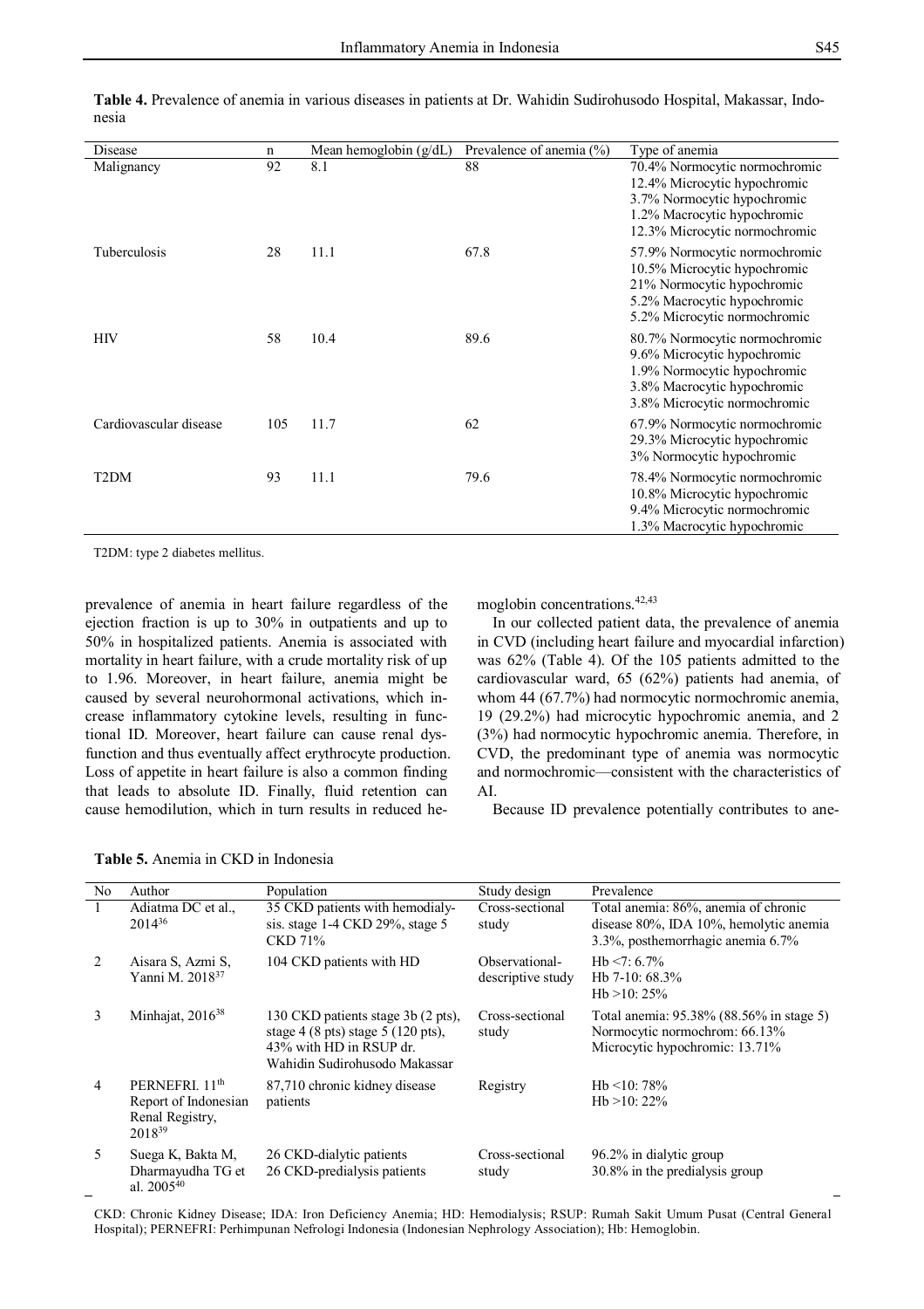**Table 4.** Prevalence of anemia in various diseases in patients at Dr. Wahidin Sudirohusodo Hospital, Makassar, Indonesia

| Disease | n | Mean hemoglobin (g/dL) | Prevalence of anemia (%) | Type of anemia |
|---|---|---|---|---|
| Malignancy | 92 | 8.1 | 88 | 70.4% Normocytic normochromic<br>12.4% Microcytic hypochromic<br>3.7% Normocytic hypochromic<br>1.2% Macrocytic hypochromic<br>12.3% Microcytic normochromic |
| Tuberculosis | 28 | 11.1 | 67.8 | 57.9% Normocytic normochromic<br>10.5% Microcytic hypochromic<br>21% Normocytic hypochromic<br>5.2% Macrocytic hypochromic<br>5.2% Microcytic normochromic |
| HIV | 58 | 10.4 | 89.6 | 80.7% Normocytic normochromic<br>9.6% Microcytic hypochromic<br>1.9% Normocytic hypochromic<br>3.8% Macrocytic hypochromic<br>3.8% Microcytic normochromic |
| Cardiovascular disease | 105 | 11.7 | 62 | 67.9% Normocytic normochromic<br>29.3% Microcytic hypochromic<br>3% Normocytic hypochromic |
| T2DM | 93 | 11.1 | 79.6 | 78.4% Normocytic normochromic<br>10.8% Microcytic hypochromic<br>9.4% Microcytic normochromic<br>1.3% Macrocytic hypochromic |

T2DM: type 2 diabetes mellitus.

prevalence of anemia in heart failure regardless of the ejection fraction is up to 30% in outpatients and up to 50% in hospitalized patients. Anemia is associated with mortality in heart failure, with a crude mortality risk of up to 1.96. Moreover, in heart failure, anemia might be caused by several neurohormonal activations, which increase inflammatory cytokine levels, resulting in functional ID. Moreover, heart failure can cause renal dysfunction and thus eventually affect erythrocyte production. Loss of appetite in heart failure is also a common finding that leads to absolute ID. Finally, fluid retention can cause hemodilution, which in turn results in reduced hemoglobin concentrations.[42,43]

In our collected patient data, the prevalence of anemia in CVD (including heart failure and myocardial infarction) was 62% (Table 4). Of the 105 patients admitted to the cardiovascular ward, 65 (62%) patients had anemia, of whom 44 (67.7%) had normocytic normochromic anemia, 19 (29.2%) had microcytic hypochromic anemia, and 2 (3%) had normocytic hypochromic anemia. Therefore, in CVD, the predominant type of anemia was normocytic and normochromic—consistent with the characteristics of AI.

Because ID prevalence potentially contributes to ane-

**Table 5.** Anemia in CKD in Indonesia

| No | Author | Population | Study design | Prevalence |
|---|---|---|---|---|
| 1 | Adiatma DC et al., 2014[36] | 35 CKD patients with hemodialysis. stage 1-4 CKD 29%, stage 5 CKD 71% | Cross-sectional study | Total anemia: 86%, anemia of chronic disease 80%, IDA 10%, hemolytic anemia 3.3%, posthemorrhagic anemia 6.7% |
| 2 | Aisara S, Azmi S, Yanni M. 2018[37] | 104 CKD patients with HD | Observational-descriptive study | Hb <7: 6.7%<br>Hb 7-10: 68.3%<br>Hb >10: 25% |
| 3 | Minhajat, 2016[38] | 130 CKD patients stage 3b (2 pts), stage 4 (8 pts) stage 5 (120 pts), 43% with HD in RSUP dr. Wahidin Sudirohusodo Makassar | Cross-sectional study | Total anemia: 95.38% (88.56% in stage 5)<br>Normocytic normochrom: 66.13%<br>Microcytic hypochromic: 13.71% |
| 4 | PERNEFRI. 11th Report of Indonesian Renal Registry, 2018[39] | 87,710 chronic kidney disease patients | Registry | Hb <10: 78%<br>Hb >10: 22% |
| 5 | Suega K, Bakta M, Dharmayudha TG et al. 2005[40] | 26 CKD-dialytic patients<br>26 CKD-predialysis patients | Cross-sectional study | 96.2% in dialytic group<br>30.8% in the predialysis group |

CKD: Chronic Kidney Disease; IDA: Iron Deficiency Anemia; HD: Hemodialysis; RSUP: Rumah Sakit Umum Pusat (Central General Hospital); PERNEFRI: Perhimpunan Nefrologi Indonesia (Indonesian Nephrology Association); Hb: Hemoglobin.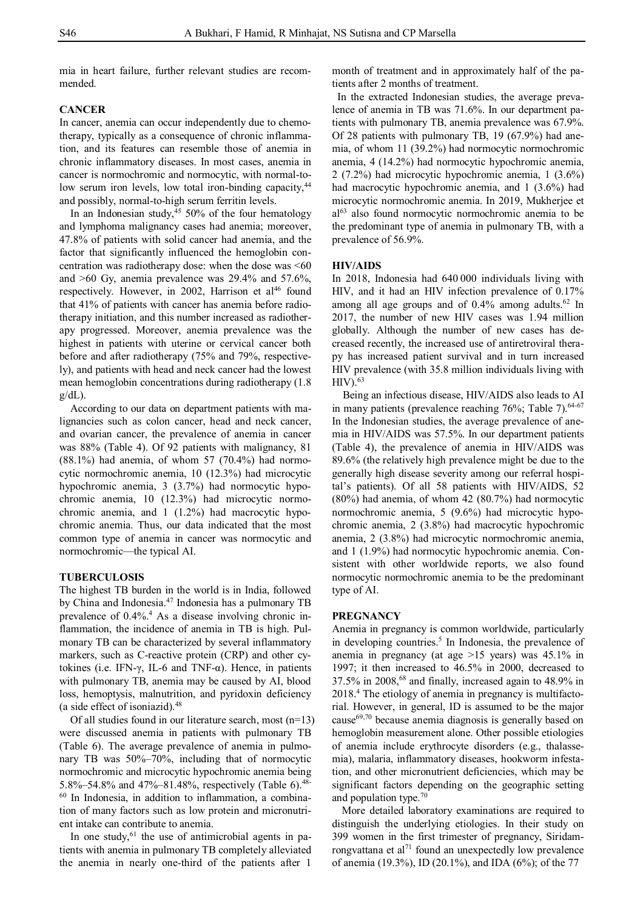mia in heart failure, further relevant studies are recommended.

## CANCER

In cancer, anemia can occur independently due to chemotherapy, typically as a consequence of chronic inflammation, and its features can resemble those of anemia in chronic inflammatory diseases. In most cases, anemia in cancer is normochromic and normocytic, with normal-to-low serum iron levels, low total iron-binding capacity,[44] and possibly, normal-to-high serum ferritin levels.

In an Indonesian study,[45] 50% of the four hematology and lymphoma malignancy cases had anemia; moreover, 47.8% of patients with solid cancer had anemia, and the factor that significantly influenced the hemoglobin concentration was radiotherapy dose: when the dose was <60 and >60 Gy, anemia prevalence was 29.4% and 57.6%, respectively. However, in 2002, Harrison et al[46] found that 41% of patients with cancer has anemia before radiotherapy initiation, and this number increased as radiotherapy progressed. Moreover, anemia prevalence was the highest in patients with uterine or cervical cancer both before and after radiotherapy (75% and 79%, respectively), and patients with head and neck cancer had the lowest mean hemoglobin concentrations during radiotherapy (1.8 g/dL).

According to our data on department patients with malignancies such as colon cancer, head and neck cancer, and ovarian cancer, the prevalence of anemia in cancer was 88% (Table 4). Of 92 patients with malignancy, 81 (88.1%) had anemia, of whom 57 (70.4%) had normocytic normochromic anemia, 10 (12.3%) had microcytic hypochromic anemia, 3 (3.7%) had normocytic hypochromic anemia, 10 (12.3%) had microcytic normochromic anemia, and 1 (1.2%) had macrocytic hypochromic anemia. Thus, our data indicated that the most common type of anemia in cancer was normocytic and normochromic—the typical AI.

## TUBERCULOSIS

The highest TB burden in the world is in India, followed by China and Indonesia.[47] Indonesia has a pulmonary TB prevalence of 0.4%.[4] As a disease involving chronic inflammation, the incidence of anemia in TB is high. Pulmonary TB can be characterized by several inflammatory markers, such as C-reactive protein (CRP) and other cytokines (i.e. IFN-γ, IL-6 and TNF-α). Hence, in patients with pulmonary TB, anemia may be caused by AI, blood loss, hemoptysis, malnutrition, and pyridoxin deficiency (a side effect of isoniazid).[48]

Of all studies found in our literature search, most (n=13) were discussed anemia in patients with pulmonary TB (Table 6). The average prevalence of anemia in pulmonary TB was 50%–70%, including that of normocytic normochromic and microcytic hypochromic anemia being 5.8%–54.8% and 47%–81.48%, respectively (Table 6).[48-60] In Indonesia, in addition to inflammation, a combination of many factors such as low protein and micronutrient intake can contribute to anemia.

In one study,[61] the use of antimicrobial agents in patients with anemia in pulmonary TB completely alleviated the anemia in nearly one-third of the patients after 1 month of treatment and in approximately half of the patients after 2 months of treatment.

In the extracted Indonesian studies, the average prevalence of anemia in TB was 71.6%. In our department patients with pulmonary TB, anemia prevalence was 67.9%. Of 28 patients with pulmonary TB, 19 (67.9%) had anemia, of whom 11 (39.2%) had normocytic normochromic anemia, 4 (14.2%) had normocytic hypochromic anemia, 2 (7.2%) had microcytic hypochromic anemia, 1 (3.6%) had macrocytic hypochromic anemia, and 1 (3.6%) had microcytic normochromic anemia. In 2019, Mukherjee et al[63] also found normocytic normochromic anemia to be the predominant type of anemia in pulmonary TB, with a prevalence of 56.9%.

## HIV/AIDS

In 2018, Indonesia had 640 000 individuals living with HIV, and it had an HIV infection prevalence of 0.17% among all age groups and of 0.4% among adults.[62] In 2017, the number of new HIV cases was 1.94 million globally. Although the number of new cases has decreased recently, the increased use of antiretroviral therapy has increased patient survival and in turn increased HIV prevalence (with 35.8 million individuals living with HIV).[63]

Being an infectious disease, HIV/AIDS also leads to AI in many patients (prevalence reaching 76%; Table 7).[64-67] In the Indonesian studies, the average prevalence of anemia in HIV/AIDS was 57.5%. In our department patients (Table 4), the prevalence of anemia in HIV/AIDS was 89.6% (the relatively high prevalence might be due to the generally high disease severity among our referral hospital's patients). Of all 58 patients with HIV/AIDS, 52 (80%) had anemia, of whom 42 (80.7%) had normocytic normochromic anemia, 5 (9.6%) had microcytic hypochromic anemia, 2 (3.8%) had macrocytic hypochromic anemia, 2 (3.8%) had microcytic normochromic anemia, and 1 (1.9%) had normocytic hypochromic anemia. Consistent with other worldwide reports, we also found normocytic normochromic anemia to be the predominant type of AI.

## PREGNANCY

Anemia in pregnancy is common worldwide, particularly in developing countries.[5] In Indonesia, the prevalence of anemia in pregnancy (at age >15 years) was 45.1% in 1997; it then increased to 46.5% in 2000, decreased to 37.5% in 2008,[68] and finally, increased again to 48.9% in 2018.[4] The etiology of anemia in pregnancy is multifactorial. However, in general, ID is assumed to be the major cause[69,70] because anemia diagnosis is generally based on hemoglobin measurement alone. Other possible etiologies of anemia include erythrocyte disorders (e.g., thalassemia), malaria, inflammatory diseases, hookworm infestation, and other micronutrient deficiencies, which may be significant factors depending on the geographic setting and population type.[70]

More detailed laboratory examinations are required to distinguish the underlying etiologies. In their study on 399 women in the first trimester of pregnancy, Siridamrongvattana et al[71] found an unexpectedly low prevalence of anemia (19.3%), ID (20.1%), and IDA (6%); of the 77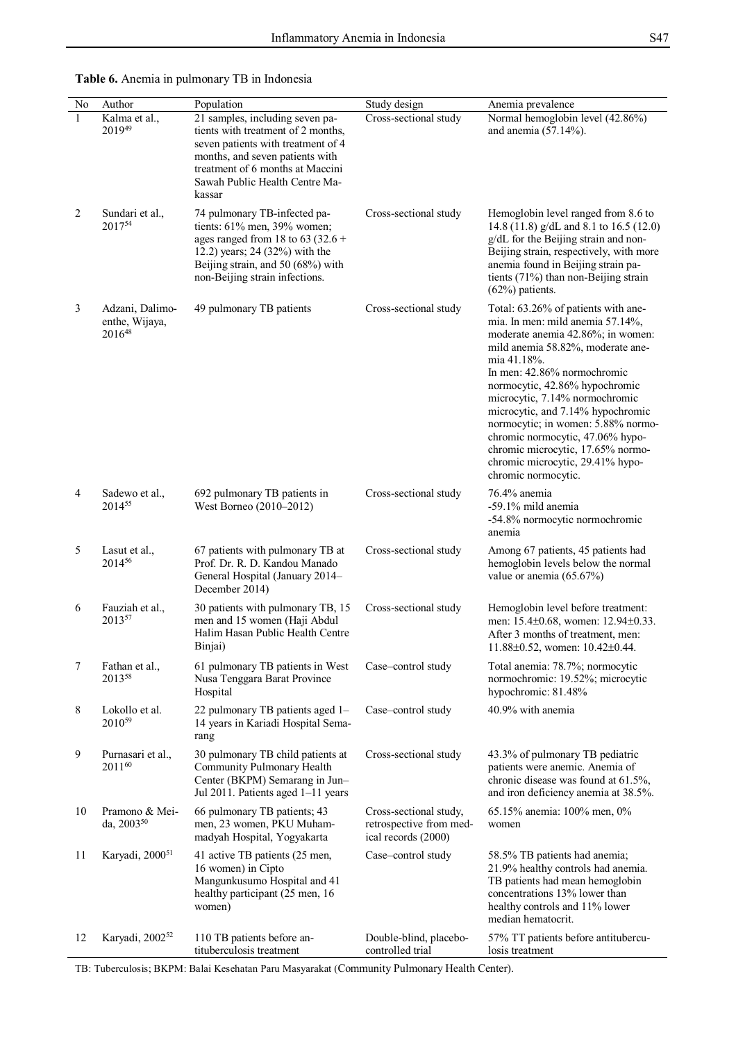**Table 6.** Anemia in pulmonary TB in Indonesia

| No | Author | Population | Study design | Anemia prevalence |
|---|---|---|---|---|
| 1 | Kalma et al., 2019[49] | 21 samples, including seven patients with treatment of 2 months, seven patients with treatment of 4 months, and seven patients with treatment of 6 months at Maccini Sawah Public Health Centre Makassar | Cross-sectional study | Normal hemoglobin level (42.86%) and anemia (57.14%). |
| 2 | Sundari et al., 2017[54] | 74 pulmonary TB-infected patients: 61% men, 39% women; ages ranged from 18 to 63 (32.6 + 12.2) years; 24 (32%) with the Beijing strain, and 50 (68%) with non-Beijing strain infections. | Cross-sectional study | Hemoglobin level ranged from 8.6 to 14.8 (11.8) g/dL and 8.1 to 16.5 (12.0) g/dL for the Beijing strain and non-Beijing strain, respectively, with more anemia found in Beijing strain patients (71%) than non-Beijing strain (62%) patients. |
| 3 | Adzani, Dalimoenthe, Wijaya, 2016[48] | 49 pulmonary TB patients | Cross-sectional study | Total: 63.26% of patients with anemia. In men: mild anemia 57.14%, moderate anemia 42.86%; in women: mild anemia 58.82%, moderate anemia 41.18%. In men: 42.86% normochromic normocytic, 42.86% hypochromic microcytic, 7.14% normochromic microcytic, and 7.14% hypochromic normocytic; in women: 5.88% normochromic normocytic, 47.06% hypochromic microcytic, 17.65% normochromic microcytic, 29.41% hypochromic normocytic. |
| 4 | Sadewo et al., 2014[55] | 692 pulmonary TB patients in West Borneo (2010–2012) | Cross-sectional study | 76.4% anemia<br>-59.1% mild anemia<br>-54.8% normocytic normochromic anemia |
| 5 | Lasut et al., 2014[56] | 67 patients with pulmonary TB at Prof. Dr. R. D. Kandou Manado General Hospital (January 2014–December 2014) | Cross-sectional study | Among 67 patients, 45 patients had hemoglobin levels below the normal value or anemia (65.67%) |
| 6 | Fauziah et al., 2013[57] | 30 patients with pulmonary TB, 15 men and 15 women (Haji Abdul Halim Hasan Public Health Centre Binjai) | Cross-sectional study | Hemoglobin level before treatment: men: 15.4±0.68, women: 12.94±0.33. After 3 months of treatment, men: 11.88±0.52, women: 10.42±0.44. |
| 7 | Fathan et al., 2013[58] | 61 pulmonary TB patients in West Nusa Tenggara Barat Province Hospital | Case–control study | Total anemia: 78.7%; normocytic normochromic: 19.52%; microcytic hypochromic: 81.48% |
| 8 | Lokollo et al. 2010[59] | 22 pulmonary TB patients aged 1–14 years in Kariadi Hospital Semarang | Case–control study | 40.9% with anemia |
| 9 | Purnasari et al., 2011[60] | 30 pulmonary TB child patients at Community Pulmonary Health Center (BKPM) Semarang in Jun–Jul 2011. Patients aged 1–11 years | Cross-sectional study | 43.3% of pulmonary TB pediatric patients were anemic. Anemia of chronic disease was found at 61.5%, and iron deficiency anemia at 38.5%. |
| 10 | Pramono & Meida, 2003[50] | 66 pulmonary TB patients; 43 men, 23 women, PKU Muhammadyah Hospital, Yogyakarta | Cross-sectional study, retrospective from medical records (2000) | 65.15% anemia: 100% men, 0% women |
| 11 | Karyadi, 2000[51] | 41 active TB patients (25 men, 16 women) in Cipto Mangunkusumo Hospital and 41 healthy participant (25 men, 16 women) | Case–control study | 58.5% TB patients had anemia; 21.9% healthy controls had anemia. TB patients had mean hemoglobin concentrations 13% lower than healthy controls and 11% lower median hematocrit. |
| 12 | Karyadi, 2002[52] | 110 TB patients before antituberculosis treatment | Double-blind, placebo-controlled trial | 57% TT patients before antituberculosis treatment |

TB: Tuberculosis; BKPM: Balai Kesehatan Paru Masyarakat (Community Pulmonary Health Center).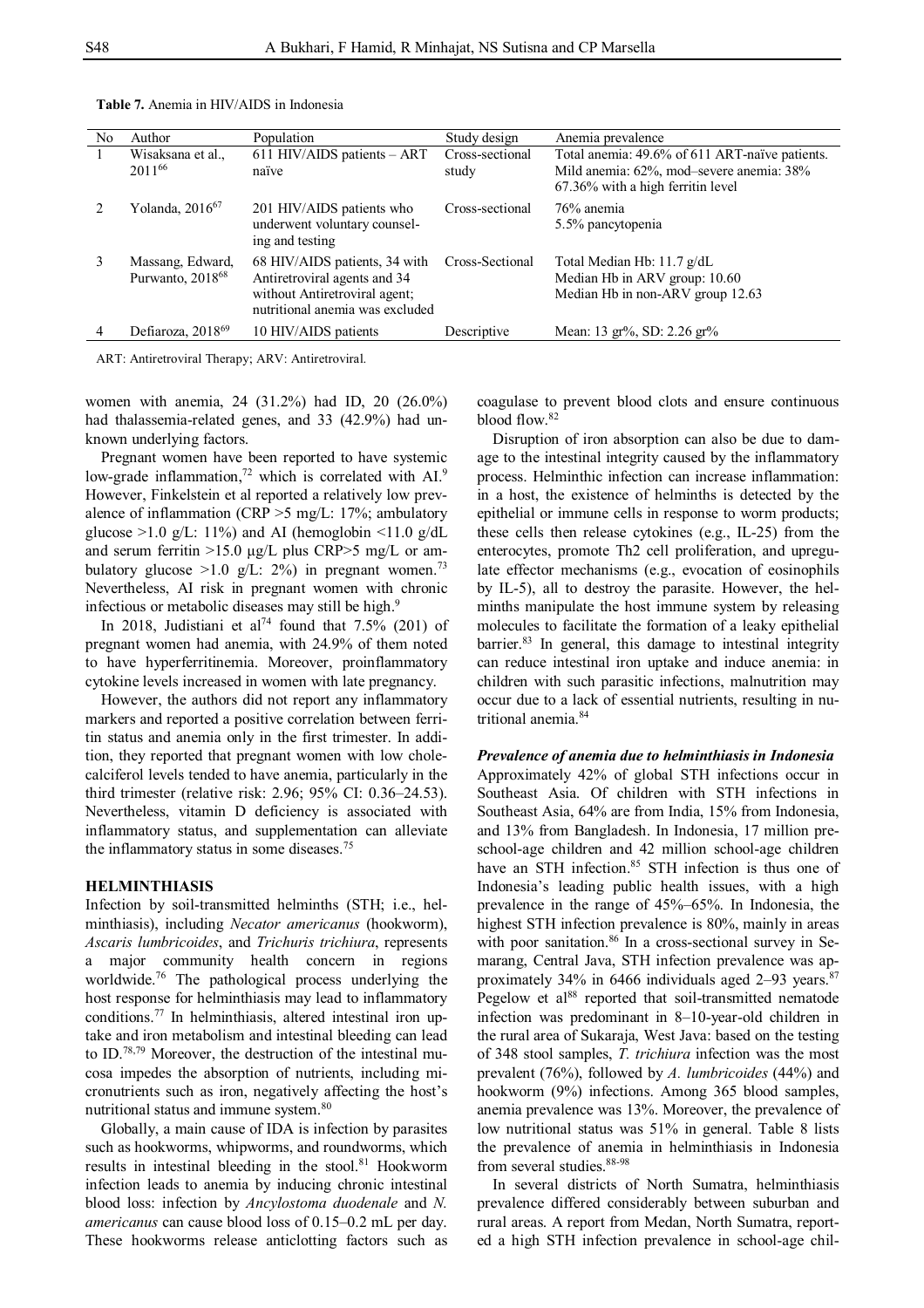**Table 7.** Anemia in HIV/AIDS in Indonesia

| No | Author | Population | Study design | Anemia prevalence |
|---|---|---|---|---|
| 1 | Wisaksana et al., 2011[66] | 611 HIV/AIDS patients – ART naïve | Cross-sectional study | Total anemia: 49.6% of 611 ART-naïve patients. Mild anemia: 62%, mod–severe anemia: 38% 67.36% with a high ferritin level |
| 2 | Yolanda, 2016[67] | 201 HIV/AIDS patients who underwent voluntary counseling and testing | Cross-sectional | 76% anemia 5.5% pancytopenia |
| 3 | Massang, Edward, Purwanto, 2018[68] | 68 HIV/AIDS patients, 34 with Antiretroviral agents and 34 without Antiretroviral agent; nutritional anemia was excluded | Cross-Sectional | Total Median Hb: 11.7 g/dL Median Hb in ARV group: 10.60 Median Hb in non-ARV group 12.63 |
| 4 | Defiaroza, 2018[69] | 10 HIV/AIDS patients | Descriptive | Mean: 13 gr%, SD: 2.26 gr% |

ART: Antiretroviral Therapy; ARV: Antiretroviral.

women with anemia, 24 (31.2%) had ID, 20 (26.0%) had thalassemia-related genes, and 33 (42.9%) had unknown underlying factors.

Pregnant women have been reported to have systemic low-grade inflammation,[72] which is correlated with AI.[9] However, Finkelstein et al reported a relatively low prevalence of inflammation (CRP >5 mg/L: 17%; ambulatory glucose >1.0 g/L: 11%) and AI (hemoglobin <11.0 g/dL and serum ferritin >15.0 µg/L plus CRP>5 mg/L or ambulatory glucose >1.0 g/L: 2%) in pregnant women.[73] Nevertheless, AI risk in pregnant women with chronic infectious or metabolic diseases may still be high.[9]

In 2018, Judistiani et al[74] found that 7.5% (201) of pregnant women had anemia, with 24.9% of them noted to have hyperferritinemia. Moreover, proinflammatory cytokine levels increased in women with late pregnancy.

However, the authors did not report any inflammatory markers and reported a positive correlation between ferritin status and anemia only in the first trimester. In addition, they reported that pregnant women with low cholecalciferol levels tended to have anemia, particularly in the third trimester (relative risk: 2.96; 95% CI: 0.36–24.53). Nevertheless, vitamin D deficiency is associated with inflammatory status, and supplementation can alleviate the inflammatory status in some diseases.[75]

## HELMINTHIASIS

Infection by soil-transmitted helminths (STH; i.e., helminthiasis), including *Necator americanus* (hookworm), *Ascaris lumbricoides*, and *Trichuris trichiura*, represents a major community health concern in regions worldwide.[76] The pathological process underlying the host response for helminthiasis may lead to inflammatory conditions.[77] In helminthiasis, altered intestinal iron uptake and iron metabolism and intestinal bleeding can lead to ID.[78,79] Moreover, the destruction of the intestinal mucosa impedes the absorption of nutrients, including micronutrients such as iron, negatively affecting the host's nutritional status and immune system.[80]

Globally, a main cause of IDA is infection by parasites such as hookworms, whipworms, and roundworms, which results in intestinal bleeding in the stool.[81] Hookworm infection leads to anemia by inducing chronic intestinal blood loss: infection by *Ancylostoma duodenale* and *N. americanus* can cause blood loss of 0.15–0.2 mL per day. These hookworms release anticlotting factors such as coagulase to prevent blood clots and ensure continuous blood flow.[82]

Disruption of iron absorption can also be due to damage to the intestinal integrity caused by the inflammatory process. Helminthic infection can increase inflammation: in a host, the existence of helminths is detected by the epithelial or immune cells in response to worm products; these cells then release cytokines (e.g., IL-25) from the enterocytes, promote Th2 cell proliferation, and upregulate effector mechanisms (e.g., evocation of eosinophils by IL-5), all to destroy the parasite. However, the helminths manipulate the host immune system by releasing molecules to facilitate the formation of a leaky epithelial barrier.[83] In general, this damage to intestinal integrity can reduce intestinal iron uptake and induce anemia: in children with such parasitic infections, malnutrition may occur due to a lack of essential nutrients, resulting in nutritional anemia.[84]

### *Prevalence of anemia due to helminthiasis in Indonesia*

Approximately 42% of global STH infections occur in Southeast Asia. Of children with STH infections in Southeast Asia, 64% are from India, 15% from Indonesia, and 13% from Bangladesh. In Indonesia, 17 million preschool-age children and 42 million school-age children have an STH infection.[85] STH infection is thus one of Indonesia's leading public health issues, with a high prevalence in the range of 45%–65%. In Indonesia, the highest STH infection prevalence is 80%, mainly in areas with poor sanitation.[86] In a cross-sectional survey in Semarang, Central Java, STH infection prevalence was approximately 34% in 6466 individuals aged 2–93 years.[87] Pegelow et al[88] reported that soil-transmitted nematode infection was predominant in 8–10-year-old children in the rural area of Sukaraja, West Java: based on the testing of 348 stool samples, *T. trichiura* infection was the most prevalent (76%), followed by *A. lumbricoides* (44%) and hookworm (9%) infections. Among 365 blood samples, anemia prevalence was 13%. Moreover, the prevalence of low nutritional status was 51% in general. Table 8 lists the prevalence of anemia in helminthiasis in Indonesia from several studies.[88-98]

In several districts of North Sumatra, helminthiasis prevalence differed considerably between suburban and rural areas. A report from Medan, North Sumatra, reported a high STH infection prevalence in school-age chil-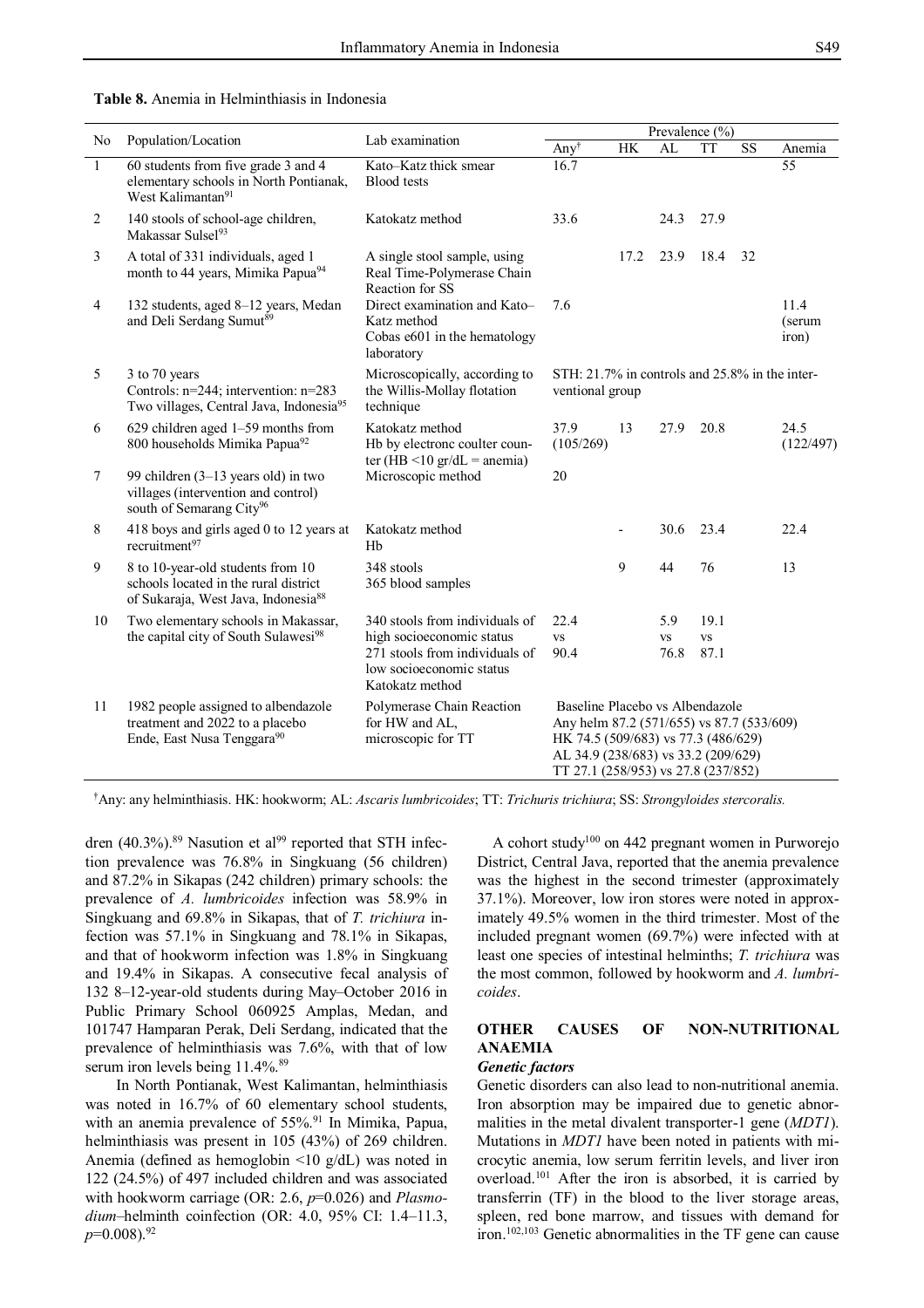**Table 8.** Anemia in Helminthiasis in Indonesia

| No | Population/Location | Lab examination | Prevalence (%) | | | | | |
|---|---|---|---|---|---|---|---|---|
| | | | Any† | HK | AL | TT | SS | Anemia |
| 1 | 60 students from five grade 3 and 4 elementary schools in North Pontianak, West Kalimantan[91] | Kato–Katz thick smear Blood tests | 16.7 | | | | | 55 |
| 2 | 140 stools of school-age children, Makassar Sulsel[93] | Katokatz method | 33.6 | | 24.3 | 27.9 | | |
| 3 | A total of 331 individuals, aged 1 month to 44 years, Mimika Papua[94] | A single stool sample, using Real Time-Polymerase Chain Reaction for SS | | 17.2 | 23.9 | 18.4 | 32 | |
| 4 | 132 students, aged 8–12 years, Medan and Deli Serdang Sumut[89] | Direct examination and Kato–Katz method Cobas e601 in the hematology laboratory | 7.6 | | | | | 11.4 (serum iron) |
| 5 | 3 to 70 years Controls: n=244; intervention: n=283 Two villages, Central Java, Indonesia[95] | Microscopically, according to the Willis-Mollay flotation technique | STH: 21.7% in controls and 25.8% in the interventional group | | | | | |
| 6 | 629 children aged 1–59 months from 800 households Mimika Papua[92] | Katokatz method Hb by electronc coulter counter (HB <10 gr/dL = anemia) | 37.9 (105/269) | 13 | 27.9 | 20.8 | | 24.5 (122/497) |
| 7 | 99 children (3–13 years old) in two villages (intervention and control) south of Semarang City[96] | Microscopic method | 20 | | | | | |
| 8 | 418 boys and girls aged 0 to 12 years at recruitment[97] | Katokatz method Hb | | - | 30.6 | 23.4 | | 22.4 |
| 9 | 8 to 10-year-old students from 10 schools located in the rural district of Sukaraja, West Java, Indonesia[88] | 348 stools 365 blood samples | | 9 | 44 | 76 | | 13 |
| 10 | Two elementary schools in Makassar, the capital city of South Sulawesi[98] | 340 stools from individuals of high socioeconomic status 271 stools from individuals of low socioeconomic status Katokatz method | 22.4 vs 90.4 | | 5.9 vs 76.8 | 19.1 vs 87.1 | | |
| 11 | 1982 people assigned to albendazole treatment and 2022 to a placebo Ende, East Nusa Tenggara[90] | Polymerase Chain Reaction for HW and AL, microscopic for TT | Baseline Placebo vs Albendazole Any helm 87.2 (571/655) vs 87.7 (533/609) HK 74.5 (509/683) vs 77.3 (486/629) AL 34.9 (238/683) vs 33.2 (209/629) TT 27.1 (258/953) vs 27.8 (237/852) | | | | | |

†Any: any helminthiasis. HK: hookworm; AL: *Ascaris lumbricoides*; TT: *Trichuris trichiura*; SS: *Strongyloides stercoralis.*

dren (40.3%).[89] Nasution et al[99] reported that STH infection prevalence was 76.8% in Singkuang (56 children) and 87.2% in Sikapas (242 children) primary schools: the prevalence of *A. lumbricoides* infection was 58.9% in Singkuang and 69.8% in Sikapas, that of *T. trichiura* infection was 57.1% in Singkuang and 78.1% in Sikapas, and that of hookworm infection was 1.8% in Singkuang and 19.4% in Sikapas. A consecutive fecal analysis of 132 8–12-year-old students during May–October 2016 in Public Primary School 060925 Amplas, Medan, and 101747 Hamparan Perak, Deli Serdang, indicated that the prevalence of helminthiasis was 7.6%, with that of low serum iron levels being 11.4%.[89]

In North Pontianak, West Kalimantan, helminthiasis was noted in 16.7% of 60 elementary school students, with an anemia prevalence of 55%.[91] In Mimika, Papua, helminthiasis was present in 105 (43%) of 269 children. Anemia (defined as hemoglobin <10 g/dL) was noted in 122 (24.5%) of 497 included children and was associated with hookworm carriage (OR: 2.6, $p$=0.026) and *Plasmodium*–helminth coinfection (OR: 4.0, 95% CI: 1.4–11.3, $p$=0.008).[92]

A cohort study[100] on 442 pregnant women in Purworejo District, Central Java, reported that the anemia prevalence was the highest in the second trimester (approximately 37.1%). Moreover, low iron stores were noted in approximately 49.5% women in the third trimester. Most of the included pregnant women (69.7%) were infected with at least one species of intestinal helminths; *T. trichiura* was the most common, followed by hookworm and *A. lumbricoides*.

## OTHER CAUSES OF NON-NUTRITIONAL ANAEMIA

### *Genetic factors*

Genetic disorders can also lead to non-nutritional anemia. Iron absorption may be impaired due to genetic abnormalities in the metal divalent transporter-1 gene (*MDT1*). Mutations in *MDT1* have been noted in patients with microcytic anemia, low serum ferritin levels, and liver iron overload.[101] After the iron is absorbed, it is carried by transferrin (TF) in the blood to the liver storage areas, spleen, red bone marrow, and tissues with demand for iron.[102,103] Genetic abnormalities in the TF gene can cause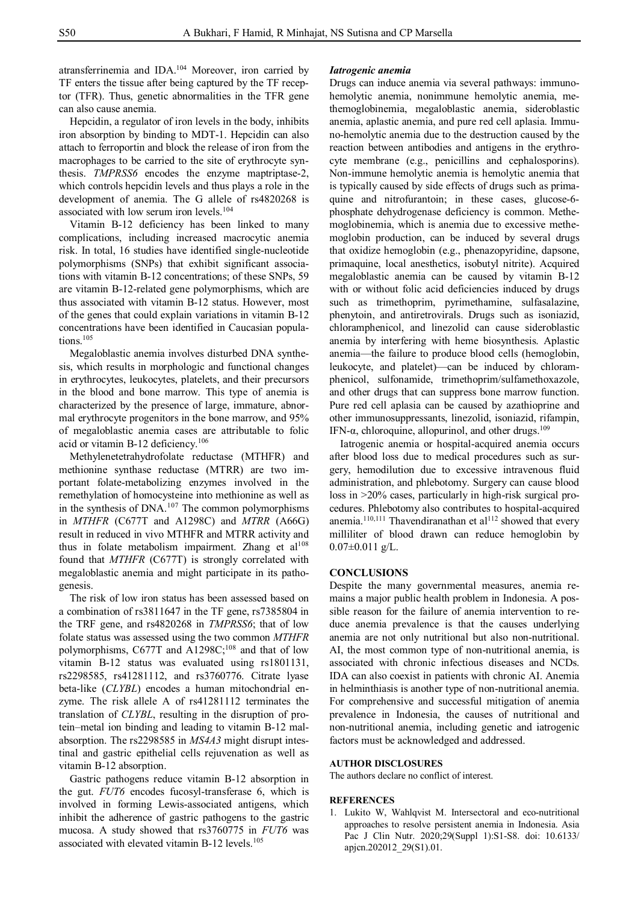atransferrinemia and IDA.[104] Moreover, iron carried by TF enters the tissue after being captured by the TF receptor (TFR). Thus, genetic abnormalities in the TFR gene can also cause anemia.

Hepcidin, a regulator of iron levels in the body, inhibits iron absorption by binding to MDT-1. Hepcidin can also attach to ferroportin and block the release of iron from the macrophages to be carried to the site of erythrocyte synthesis. *TMPRSS6* encodes the enzyme maptriptase-2, which controls hepcidin levels and thus plays a role in the development of anemia. The G allele of rs4820268 is associated with low serum iron levels.[104]

Vitamin B-12 deficiency has been linked to many complications, including increased macrocytic anemia risk. In total, 16 studies have identified single-nucleotide polymorphisms (SNPs) that exhibit significant associations with vitamin B-12 concentrations; of these SNPs, 59 are vitamin B-12-related gene polymorphisms, which are thus associated with vitamin B-12 status. However, most of the genes that could explain variations in vitamin B-12 concentrations have been identified in Caucasian populations.[105]

Megaloblastic anemia involves disturbed DNA synthesis, which results in morphologic and functional changes in erythrocytes, leukocytes, platelets, and their precursors in the blood and bone marrow. This type of anemia is characterized by the presence of large, immature, abnormal erythrocyte progenitors in the bone marrow, and 95% of megaloblastic anemia cases are attributable to folic acid or vitamin B-12 deficiency.[106]

Methylenetetrahydrofolate reductase (MTHFR) and methionine synthase reductase (MTRR) are two important folate-metabolizing enzymes involved in the remethylation of homocysteine into methionine as well as in the synthesis of DNA.[107] The common polymorphisms in *MTHFR* (C677T and A1298C) and *MTRR* (A66G) result in reduced in vivo MTHFR and MTRR activity and thus in folate metabolism impairment. Zhang et al[108] found that *MTHFR* (C677T) is strongly correlated with megaloblastic anemia and might participate in its pathogenesis.

The risk of low iron status has been assessed based on a combination of rs3811647 in the TF gene, rs7385804 in the TRF gene, and rs4820268 in *TMPRSS6*; that of low folate status was assessed using the two common *MTHFR* polymorphisms, C677T and A1298C;[108] and that of low vitamin B-12 status was evaluated using rs1801131, rs2298585, rs41281112, and rs3760776. Citrate lyase beta-like (*CLYBL*) encodes a human mitochondrial enzyme. The risk allele A of rs41281112 terminates the translation of *CLYBL*, resulting in the disruption of protein–metal ion binding and leading to vitamin B-12 malabsorption. The rs2298585 in *MS4A3* might disrupt intestinal and gastric epithelial cells rejuvenation as well as vitamin B-12 absorption.

Gastric pathogens reduce vitamin B-12 absorption in the gut. *FUT6* encodes fucosyl-transferase 6, which is involved in forming Lewis-associated antigens, which inhibit the adherence of gastric pathogens to the gastric mucosa. A study showed that rs3760775 in *FUT6* was associated with elevated vitamin B-12 levels.[105]

### *Iatrogenic anemia*

Drugs can induce anemia via several pathways: immunohemolytic anemia, nonimmune hemolytic anemia, methemoglobinemia, megaloblastic anemia, sideroblastic anemia, aplastic anemia, and pure red cell aplasia. Immuno-hemolytic anemia due to the destruction caused by the reaction between antibodies and antigens in the erythrocyte membrane (e.g., penicillins and cephalosporins). Non-immune hemolytic anemia is hemolytic anemia that is typically caused by side effects of drugs such as primaquine and nitrofurantoin; in these cases, glucose-6-phosphate dehydrogenase deficiency is common. Methemoglobinemia, which is anemia due to excessive methemoglobin production, can be induced by several drugs that oxidize hemoglobin (e.g., phenazopyridine, dapsone, primaquine, local anesthetics, isobutyl nitrite). Acquired megaloblastic anemia can be caused by vitamin B-12 with or without folic acid deficiencies induced by drugs such as trimethoprim, pyrimethamine, sulfasalazine, phenytoin, and antiretrovirals. Drugs such as isoniazid, chloramphenicol, and linezolid can cause sideroblastic anemia by interfering with heme biosynthesis. Aplastic anemia—the failure to produce blood cells (hemoglobin, leukocyte, and platelet)—can be induced by chloramphenicol, sulfonamide, trimethoprim/sulfamethoxazole, and other drugs that can suppress bone marrow function. Pure red cell aplasia can be caused by azathioprine and other immunosuppressants, linezolid, isoniazid, rifampin, IFN-α, chloroquine, allopurinol, and other drugs.[109]

Iatrogenic anemia or hospital-acquired anemia occurs after blood loss due to medical procedures such as surgery, hemodilution due to excessive intravenous fluid administration, and phlebotomy. Surgery can cause blood loss in >20% cases, particularly in high-risk surgical procedures. Phlebotomy also contributes to hospital-acquired anemia.[110,111] Thavendiranathan et al[112] showed that every milliliter of blood drawn can reduce hemoglobin by $0.07\pm0.011$ g/L.

## CONCLUSIONS

Despite the many governmental measures, anemia remains a major public health problem in Indonesia. A possible reason for the failure of anemia intervention to reduce anemia prevalence is that the causes underlying anemia are not only nutritional but also non-nutritional. AI, the most common type of non-nutritional anemia, is associated with chronic infectious diseases and NCDs. IDA can also coexist in patients with chronic AI. Anemia in helminthiasis is another type of non-nutritional anemia. For comprehensive and successful mitigation of anemia prevalence in Indonesia, the causes of nutritional and non-nutritional anemia, including genetic and iatrogenic factors must be acknowledged and addressed.

## AUTHOR DISCLOSURES

The authors declare no conflict of interest.

## REFERENCES

1. Lukito W, Wahlqvist M. Intersectoral and eco-nutritional approaches to resolve persistent anemia in Indonesia. Asia Pac J Clin Nutr. 2020;29(Suppl 1):S1-S8. doi: 10.6133/apjcn.202012_29(S1).01.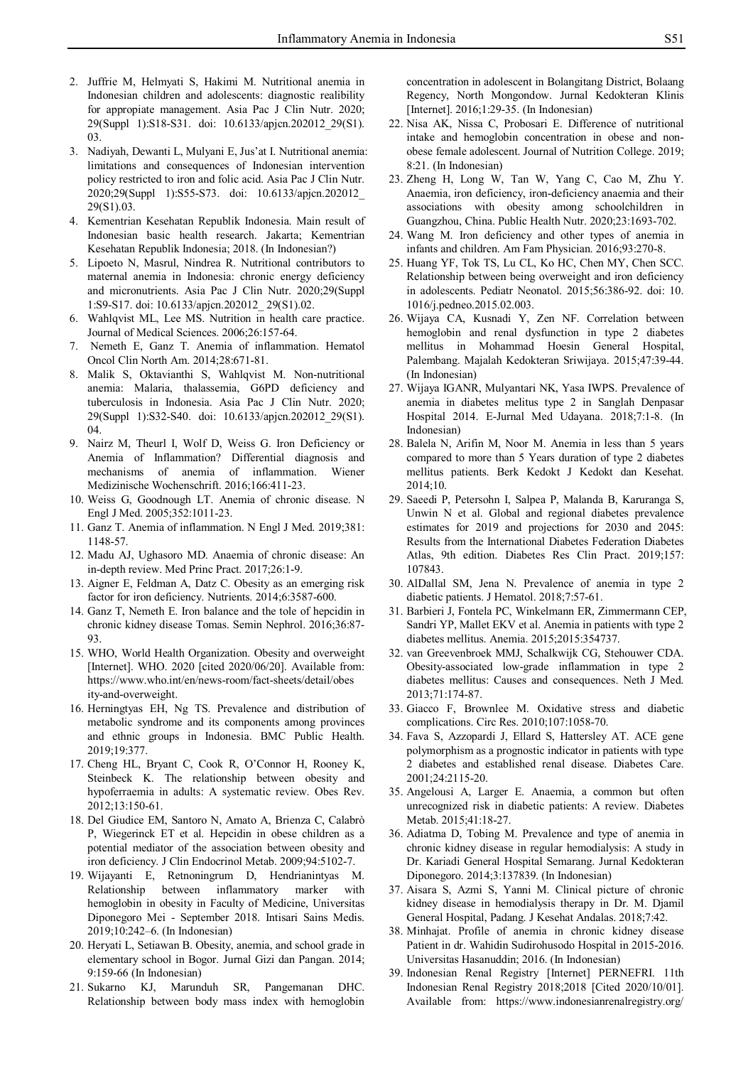2. Juffrie M, Helmyati S, Hakimi M. Nutritional anemia in Indonesian children and adolescents: diagnostic realibility for appropiate management. Asia Pac J Clin Nutr. 2020; 29(Suppl 1):S18-S31. doi: 10.6133/apjcn.202012_29(S1).03.
3. Nadiyah, Dewanti L, Mulyani E, Jus'at I. Nutritional anemia: limitations and consequences of Indonesian intervention policy restricted to iron and folic acid. Asia Pac J Clin Nutr. 2020;29(Suppl 1):S55-S73. doi: 10.6133/apjcn.202012_29(S1).03.
4. Kementrian Kesehatan Republik Indonesia. Main result of Indonesian basic health research. Jakarta; Kementrian Kesehatan Republik Indonesia; 2018. (In Indonesian?)
5. Lipoeto N, Masrul, Nindrea R. Nutritional contributors to maternal anemia in Indonesia: chronic energy deficiency and micronutrients. Asia Pac J Clin Nutr. 2020;29(Suppl 1:S9-S17. doi: 10.6133/apjcn.202012_ 29(S1).02.
6. Wahlqvist ML, Lee MS. Nutrition in health care practice. Journal of Medical Sciences. 2006;26:157-64.
7. Nemeth E, Ganz T. Anemia of inflammation. Hematol Oncol Clin North Am. 2014;28:671-81.
8. Malik S, Oktavianthi S, Wahlqvist M. Non-nutritional anemia: Malaria, thalassemia, G6PD deficiency and tuberculosis in Indonesia. Asia Pac J Clin Nutr. 2020; 29(Suppl 1):S32-S40. doi: 10.6133/apjcn.202012_29(S1).04.
9. Nairz M, Theurl I, Wolf D, Weiss G. Iron Deficiency or Anemia of Inflammation? Differential diagnosis and mechanisms of anemia of inflammation. Wiener Medizinische Wochenschrift. 2016;166:411-23.
10. Weiss G, Goodnough LT. Anemia of chronic disease. N Engl J Med. 2005;352:1011-23.
11. Ganz T. Anemia of inflammation. N Engl J Med. 2019;381: 1148-57.
12. Madu AJ, Ughasoro MD. Anaemia of chronic disease: An in-depth review. Med Princ Pract. 2017;26:1-9.
13. Aigner E, Feldman A, Datz C. Obesity as an emerging risk factor for iron deficiency. Nutrients. 2014;6:3587-600.
14. Ganz T, Nemeth E. Iron balance and the tole of hepcidin in chronic kidney disease Tomas. Semin Nephrol. 2016;36:87-93.
15. WHO, World Health Organization. Obesity and overweight [Internet]. WHO. 2020 [cited 2020/06/20]. Available from: https://www.who.int/en/news-room/fact-sheets/detail/obesity-and-overweight.
16. Herningtyas EH, Ng TS. Prevalence and distribution of metabolic syndrome and its components among provinces and ethnic groups in Indonesia. BMC Public Health. 2019;19:377.
17. Cheng HL, Bryant C, Cook R, O'Connor H, Rooney K, Steinbeck K. The relationship between obesity and hypoferraemia in adults: A systematic review. Obes Rev. 2012;13:150-61.
18. Del Giudice EM, Santoro N, Amato A, Brienza C, Calabrò P, Wiegerinck ET et al. Hepcidin in obese children as a potential mediator of the association between obesity and iron deficiency. J Clin Endocrinol Metab. 2009;94:5102-7.
19. Wijayanti E, Retnoningrum D, Hendrianintyas M. Relationship between inflammatory marker with hemoglobin in obesity in Faculty of Medicine, Universitas Diponegoro Mei - September 2018. Intisari Sains Medis. 2019;10:242–6. (In Indonesian)
20. Heryati L, Setiawan B. Obesity, anemia, and school grade in elementary school in Bogor. Jurnal Gizi dan Pangan. 2014; 9:159-66 (In Indonesian)
21. Sukarno KJ, Marunduh SR, Pangemanan DHC. Relationship between body mass index with hemoglobin concentration in adolescent in Bolangitang District, Bolaang Regency, North Mongondow. Jurnal Kedokteran Klinis [Internet]. 2016;1:29-35. (In Indonesian)
22. Nisa AK, Nissa C, Probosari E. Difference of nutritional intake and hemoglobin concentration in obese and non-obese female adolescent. Journal of Nutrition College. 2019; 8:21. (In Indonesian)
23. Zheng H, Long W, Tan W, Yang C, Cao M, Zhu Y. Anaemia, iron deficiency, iron-deficiency anaemia and their associations with obesity among schoolchildren in Guangzhou, China. Public Health Nutr. 2020;23:1693-702.
24. Wang M. Iron deficiency and other types of anemia in infants and children. Am Fam Physician. 2016;93:270-8.
25. Huang YF, Tok TS, Lu CL, Ko HC, Chen MY, Chen SCC. Relationship between being overweight and iron deficiency in adolescents. Pediatr Neonatol. 2015;56:386-92. doi: 10.1016/j.pedneo.2015.02.003.
26. Wijaya CA, Kusnadi Y, Zen NF. Correlation between hemoglobin and renal dysfunction in type 2 diabetes mellitus in Mohammad Hoesin General Hospital, Palembang. Majalah Kedokteran Sriwijaya. 2015;47:39-44. (In Indonesian)
27. Wijaya IGANR, Mulyantari NK, Yasa IWPS. Prevalence of anemia in diabetes melitus type 2 in Sanglah Denpasar Hospital 2014. E-Jurnal Med Udayana. 2018;7:1-8. (In Indonesian)
28. Balela N, Arifin M, Noor M. Anemia in less than 5 years compared to more than 5 Years duration of type 2 diabetes mellitus patients. Berk Kedokt J Kedokt dan Kesehat. 2014;10.
29. Saeedi P, Petersohn I, Salpea P, Malanda B, Karuranga S, Unwin N et al. Global and regional diabetes prevalence estimates for 2019 and projections for 2030 and 2045: Results from the International Diabetes Federation Diabetes Atlas, 9th edition. Diabetes Res Clin Pract. 2019;157: 107843.
30. AlDallal SM, Jena N. Prevalence of anemia in type 2 diabetic patients. J Hematol. 2018;7:57-61.
31. Barbieri J, Fontela PC, Winkelmann ER, Zimmermann CEP, Sandri YP, Mallet EKV et al. Anemia in patients with type 2 diabetes mellitus. Anemia. 2015;2015:354737.
32. van Greevenbroek MMJ, Schalkwijk CG, Stehouwer CDA. Obesity-associated low-grade inflammation in type 2 diabetes mellitus: Causes and consequences. Neth J Med. 2013;71:174-87.
33. Giacco F, Brownlee M. Oxidative stress and diabetic complications. Circ Res. 2010;107:1058-70.
34. Fava S, Azzopardi J, Ellard S, Hattersley AT. ACE gene polymorphism as a prognostic indicator in patients with type 2 diabetes and established renal disease. Diabetes Care. 2001;24:2115-20.
35. Angelousi A, Larger E. Anaemia, a common but often unrecognized risk in diabetic patients: A review. Diabetes Metab. 2015;41:18-27.
36. Adiatma D, Tobing M. Prevalence and type of anemia in chronic kidney disease in regular hemodialysis: A study in Dr. Kariadi General Hospital Semarang. Jurnal Kedokteran Diponegoro. 2014;3:137839. (In Indonesian)
37. Aisara S, Azmi S, Yanni M. Clinical picture of chronic kidney disease in hemodialysis therapy in Dr. M. Djamil General Hospital, Padang. J Kesehat Andalas. 2018;7:42.
38. Minhajat. Profile of anemia in chronic kidney disease Patient in dr. Wahidin Sudirohusodo Hospital in 2015-2016. Universitas Hasanuddin; 2016. (In Indonesian)
39. Indonesian Renal Registry [Internet] PERNEFRI. 11th Indonesian Renal Registry 2018;2018 [Cited 2020/10/01]. Available from: https://www.indonesianrenalregistry.org/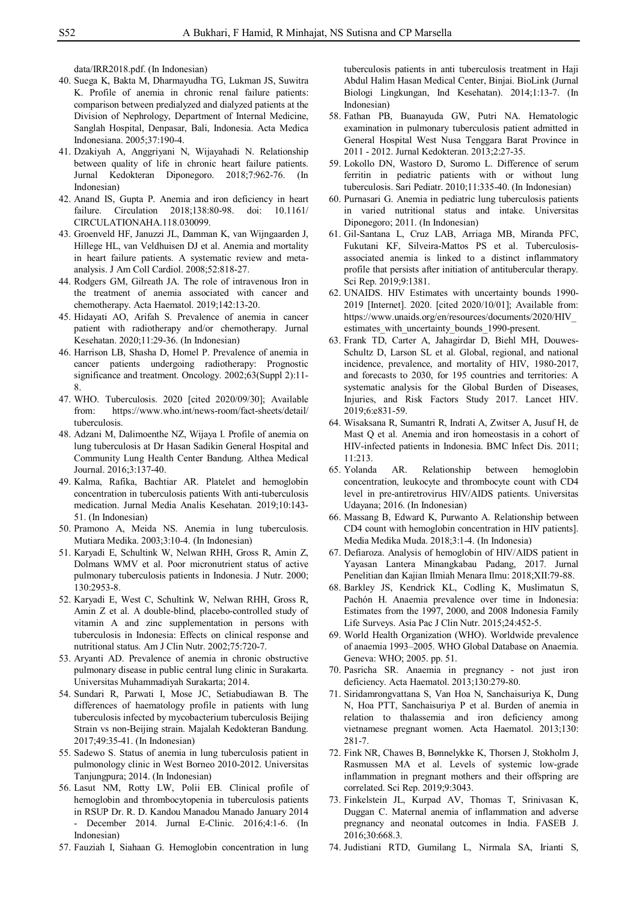data/IRR2018.pdf. (In Indonesian)

40. Suega K, Bakta M, Dharmayudha TG, Lukman JS, Suwitra K. Profile of anemia in chronic renal failure patients: comparison between predialyzed and dialyzed patients at the Division of Nephrology, Department of Internal Medicine, Sanglah Hospital, Denpasar, Bali, Indonesia. Acta Medica Indonesiana. 2005;37:190-4.
41. Dzakiyah A, Anggriyani N, Wijayahadi N. Relationship between quality of life in chronic heart failure patients. Jurnal Kedokteran Diponegoro. 2018;7:962-76. (In Indonesian)
42. Anand IS, Gupta P. Anemia and iron deficiency in heart failure. Circulation 2018;138:80-98. doi: 10.1161/CIRCULATIONAHA.118.030099.
43. Groenveld HF, Januzzi JL, Damman K, van Wijngaarden J, Hillege HL, van Veldhuisen DJ et al. Anemia and mortality in heart failure patients. A systematic review and meta-analysis. J Am Coll Cardiol. 2008;52:818-27.
44. Rodgers GM, Gilreath JA. The role of intravenous Iron in the treatment of anemia associated with cancer and chemotherapy. Acta Haematol. 2019;142:13-20.
45. Hidayati AO, Arifah S. Prevalence of anemia in cancer patient with radiotherapy and/or chemotherapy. Jurnal Kesehatan. 2020;11:29-36. (In Indonesian)
46. Harrison LB, Shasha D, Homel P. Prevalence of anemia in cancer patients undergoing radiotherapy: Prognostic significance and treatment. Oncology. 2002;63(Suppl 2):11-8.
47. WHO. Tuberculosis. 2020 [cited 2020/09/30]; Available from: https://www.who.int/news-room/fact-sheets/detail/tuberculosis.
48. Adzani M, Dalimoenthe NZ, Wijaya I. Profile of anemia on lung tuberculosis at Dr Hasan Sadikin General Hospital and Community Lung Health Center Bandung. Althea Medical Journal. 2016;3:137-40.
49. Kalma, Rafika, Bachtiar AR. Platelet and hemoglobin concentration in tuberculosis patients With anti-tuberculosis medication. Jurnal Media Analis Kesehatan. 2019;10:143-51. (In Indonesian)
50. Pramono A, Meida NS. Anemia in lung tuberculosis. Mutiara Medika. 2003;3:10-4. (In Indonesian)
51. Karyadi E, Schultink W, Nelwan RHH, Gross R, Amin Z, Dolmans WMV et al. Poor micronutrient status of active pulmonary tuberculosis patients in Indonesia. J Nutr. 2000; 130:2953-8.
52. Karyadi E, West C, Schultink W, Nelwan RHH, Gross R, Amin Z et al. A double-blind, placebo-controlled study of vitamin A and zinc supplementation in persons with tuberculosis in Indonesia: Effects on clinical response and nutritional status. Am J Clin Nutr. 2002;75:720-7.
53. Aryanti AD. Prevalence of anemia in chronic obstructive pulmonary disease in public central lung clinic in Surakarta. Universitas Muhammadiyah Surakarta; 2014.
54. Sundari R, Parwati I, Mose JC, Setiabudiawan B. The differences of haematology profile in patients with lung tuberculosis infected by mycobacterium tuberculosis Beijing Strain vs non-Beijing strain. Majalah Kedokteran Bandung. 2017;49:35-41. (In Indonesian)
55. Sadewo S. Status of anemia in lung tuberculosis patient in pulmonology clinic in West Borneo 2010-2012. Universitas Tanjungpura; 2014. (In Indonesian)
56. Lasut NM, Rotty LW, Polii EB. Clinical profile of hemoglobin and thrombocytopenia in tuberculosis patients in RSUP Dr. R. D. Kandou Manadou Manado January 2014 - December 2014. Jurnal E-Clinic. 2016;4:1-6. (In Indonesian)
57. Fauziah I, Siahaan G. Hemoglobin concentration in lung tuberculosis patients in anti tuberculosis treatment in Haji Abdul Halim Hasan Medical Center, Binjai. BioLink (Jurnal Biologi Lingkungan, Ind Kesehatan). 2014;1:13-7. (In Indonesian)
58. Fathan PB, Buanayuda GW, Putri NA. Hematologic examination in pulmonary tuberculosis patient admitted in General Hospital West Nusa Tenggara Barat Province in 2011 - 2012. Jurnal Kedokteran. 2013;2:27-35.
59. Lokollo DN, Wastoro D, Suromo L. Difference of serum ferritin in pediatric patients with or without lung tuberculosis. Sari Pediatr. 2010;11:335-40. (In Indonesian)
60. Purnasari G. Anemia in pediatric lung tuberculosis patients in varied nutritional status and intake. Universitas Diponegoro; 2011. (In Indonesian)
61. Gil-Santana L, Cruz LAB, Arriaga MB, Miranda PFC, Fukutani KF, Silveira-Mattos PS et al. Tuberculosis-associated anemia is linked to a distinct inflammatory profile that persists after initiation of antitubercular therapy. Sci Rep. 2019;9:1381.
62. UNAIDS. HIV Estimates with uncertainty bounds 1990-2019 [Internet]. 2020. [cited 2020/10/01]; Available from: https://www.unaids.org/en/resources/documents/2020/HIV_estimates_with_uncertainty_bounds_1990-present.
63. Frank TD, Carter A, Jahagirdar D, Biehl MH, Douwes-Schultz D, Larson SL et al. Global, regional, and national incidence, prevalence, and mortality of HIV, 1980-2017, and forecasts to 2030, for 195 countries and territories: A systematic analysis for the Global Burden of Diseases, Injuries, and Risk Factors Study 2017. Lancet HIV. 2019;6:e831-59.
64. Wisaksana R, Sumantri R, Indrati A, Zwitser A, Jusuf H, de Mast Q et al. Anemia and iron homeostasis in a cohort of HIV-infected patients in Indonesia. BMC Infect Dis. 2011; 11:213.
65. Yolanda AR. Relationship between hemoglobin concentration, leukocyte and thrombocyte count with CD4 level in pre-antiretrovirus HIV/AIDS patients. Universitas Udayana; 2016. (In Indonesian)
66. Massang B, Edward K, Purwanto A. Relationship between CD4 count with hemoglobin concentration in HIV patients]. Media Medika Muda. 2018;3:1-4. (In Indonesia)
67. Defiaroza. Analysis of hemoglobin of HIV/AIDS patient in Yayasan Lantera Minangkabau Padang, 2017. Jurnal Penelitian dan Kajian Ilmiah Menara Ilmu: 2018;XII:79-88.
68. Barkley JS, Kendrick KL, Codling K, Muslimatun S, Pachón H. Anaemia prevalence over time in Indonesia: Estimates from the 1997, 2000, and 2008 Indonesia Family Life Surveys. Asia Pac J Clin Nutr. 2015;24:452-5.
69. World Health Organization (WHO). Worldwide prevalence of anaemia 1993–2005. WHO Global Database on Anaemia. Geneva: WHO; 2005. pp. 51.
70. Pasricha SR. Anaemia in pregnancy - not just iron deficiency. Acta Haematol. 2013;130:279-80.
71. Siridamrongvattana S, Van Hoa N, Sanchaisuriya K, Dung N, Hoa PTT, Sanchaisuriya P et al. Burden of anemia in relation to thalassemia and iron deficiency among vietnamese pregnant women. Acta Haematol. 2013;130: 281-7.
72. Fink NR, Chawes B, Bønnelykke K, Thorsen J, Stokholm J, Rasmussen MA et al. Levels of systemic low-grade inflammation in pregnant mothers and their offspring are correlated. Sci Rep. 2019;9:3043.
73. Finkelstein JL, Kurpad AV, Thomas T, Srinivasan K, Duggan C. Maternal anemia of inflammation and adverse pregnancy and neonatal outcomes in India. FASEB J. 2016;30:668.3.
74. Judistiani RTD, Gumilang L, Nirmala SA, Irianti S,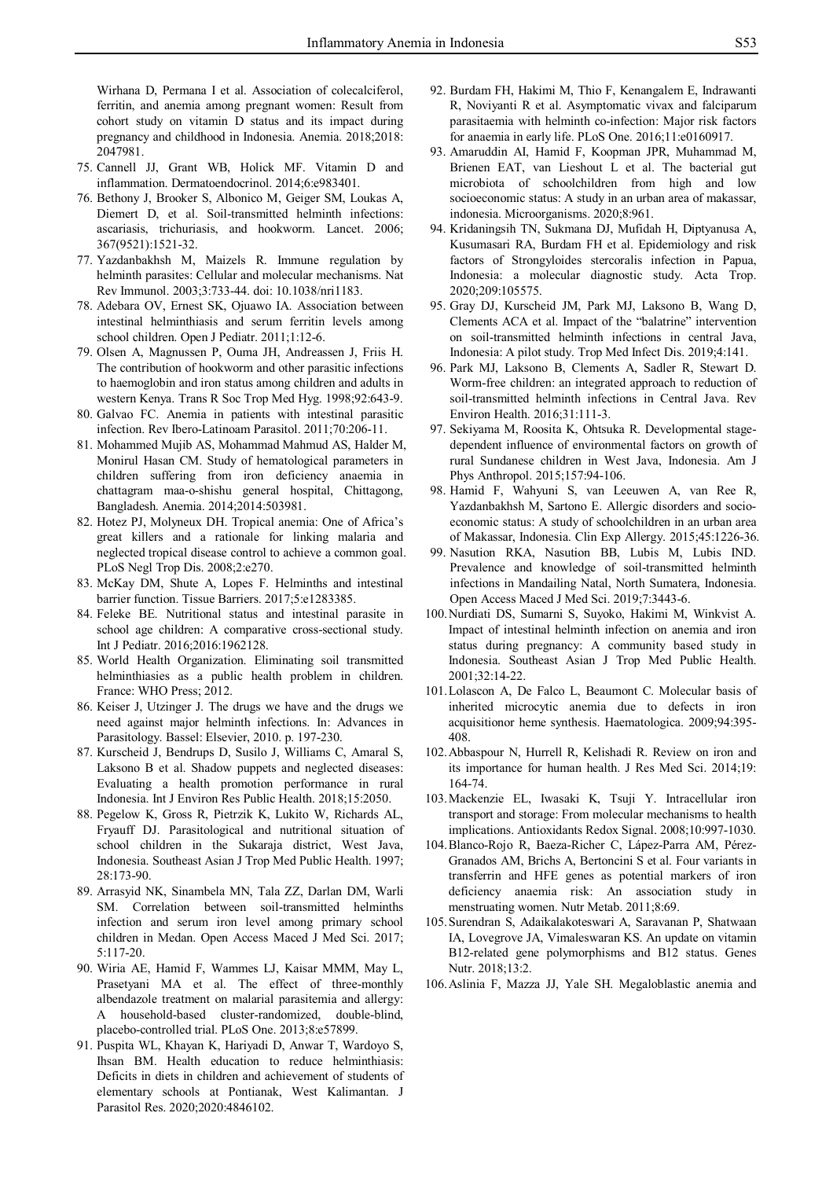Wirhana D, Permana I et al. Association of colecalciferol, ferritin, and anemia among pregnant women: Result from cohort study on vitamin D status and its impact during pregnancy and childhood in Indonesia. Anemia. 2018;2018: 2047981.

75. Cannell JJ, Grant WB, Holick MF. Vitamin D and inflammation. Dermatoendocrinol. 2014;6:e983401.
76. Bethony J, Brooker S, Albonico M, Geiger SM, Loukas A, Diemert D, et al. Soil-transmitted helminth infections: ascariasis, trichuriasis, and hookworm. Lancet. 2006; 367(9521):1521-32.
77. Yazdanbakhsh M, Maizels R. Immune regulation by helminth parasites: Cellular and molecular mechanisms. Nat Rev Immunol. 2003;3:733-44. doi: 10.1038/nri1183.
78. Adebara OV, Ernest SK, Ojuawo IA. Association between intestinal helminthiasis and serum ferritin levels among school children. Open J Pediatr. 2011;1:12-6.
79. Olsen A, Magnussen P, Ouma JH, Andreassen J, Friis H. The contribution of hookworm and other parasitic infections to haemoglobin and iron status among children and adults in western Kenya. Trans R Soc Trop Med Hyg. 1998;92:643-9.
80. Galvao FC. Anemia in patients with intestinal parasitic infection. Rev Ibero-Latinoam Parasitol. 2011;70:206-11.
81. Mohammed Mujib AS, Mohammad Mahmud AS, Halder M, Monirul Hasan CM. Study of hematological parameters in children suffering from iron deficiency anaemia in chattagram maa-o-shishu general hospital, Chittagong, Bangladesh. Anemia. 2014;2014:503981.
82. Hotez PJ, Molyneux DH. Tropical anemia: One of Africa's great killers and a rationale for linking malaria and neglected tropical disease control to achieve a common goal. PLoS Negl Trop Dis. 2008;2:e270.
83. McKay DM, Shute A, Lopes F. Helminths and intestinal barrier function. Tissue Barriers. 2017;5:e1283385.
84. Feleke BE. Nutritional status and intestinal parasite in school age children: A comparative cross-sectional study. Int J Pediatr. 2016;2016:1962128.
85. World Health Organization. Eliminating soil transmitted helminthiasies as a public health problem in children. France: WHO Press; 2012.
86. Keiser J, Utzinger J. The drugs we have and the drugs we need against major helminth infections. In: Advances in Parasitology. Bassel: Elsevier, 2010. p. 197-230.
87. Kurscheid J, Bendrups D, Susilo J, Williams C, Amaral S, Laksono B et al. Shadow puppets and neglected diseases: Evaluating a health promotion performance in rural Indonesia. Int J Environ Res Public Health. 2018;15:2050.
88. Pegelow K, Gross R, Pietrzik K, Lukito W, Richards AL, Fryauff DJ. Parasitological and nutritional situation of school children in the Sukaraja district, West Java, Indonesia. Southeast Asian J Trop Med Public Health. 1997; 28:173-90.
89. Arrasyid NK, Sinambela MN, Tala ZZ, Darlan DM, Warli SM. Correlation between soil-transmitted helminths infection and serum iron level among primary school children in Medan. Open Access Maced J Med Sci. 2017; 5:117-20.
90. Wiria AE, Hamid F, Wammes LJ, Kaisar MMM, May L, Prasetyani MA et al. The effect of three-monthly albendazole treatment on malarial parasitemia and allergy: A household-based cluster-randomized, double-blind, placebo-controlled trial. PLoS One. 2013;8:e57899.
91. Puspita WL, Khayan K, Hariyadi D, Anwar T, Wardoyo S, Ihsan BM. Health education to reduce helminthiasis: Deficits in diets in children and achievement of students of elementary schools at Pontianak, West Kalimantan. J Parasitol Res. 2020;2020:4846102.
92. Burdam FH, Hakimi M, Thio F, Kenangalem E, Indrawanti R, Noviyanti R et al. Asymptomatic vivax and falciparum parasitaemia with helminth co-infection: Major risk factors for anaemia in early life. PLoS One. 2016;11:e0160917.
93. Amaruddin AI, Hamid F, Koopman JPR, Muhammad M, Brienen EAT, van Lieshout L et al. The bacterial gut microbiota of schoolchildren from high and low socioeconomic status: A study in an urban area of makassar, indonesia. Microorganisms. 2020;8:961.
94. Kridaningsih TN, Sukmana DJ, Mufidah H, Diptyanusa A, Kusumasari RA, Burdam FH et al. Epidemiology and risk factors of Strongyloides stercoralis infection in Papua, Indonesia: a molecular diagnostic study. Acta Trop. 2020;209:105575.
95. Gray DJ, Kurscheid JM, Park MJ, Laksono B, Wang D, Clements ACA et al. Impact of the "balatrine" intervention on soil-transmitted helminth infections in central Java, Indonesia: A pilot study. Trop Med Infect Dis. 2019;4:141.
96. Park MJ, Laksono B, Clements A, Sadler R, Stewart D. Worm-free children: an integrated approach to reduction of soil-transmitted helminth infections in Central Java. Rev Environ Health. 2016;31:111-3.
97. Sekiyama M, Roosita K, Ohtsuka R. Developmental stage-dependent influence of environmental factors on growth of rural Sundanese children in West Java, Indonesia. Am J Phys Anthropol. 2015;157:94-106.
98. Hamid F, Wahyuni S, van Leeuwen A, van Ree R, Yazdanbakhsh M, Sartono E. Allergic disorders and socio-economic status: A study of schoolchildren in an urban area of Makassar, Indonesia. Clin Exp Allergy. 2015;45:1226-36.
99. Nasution RKA, Nasution BB, Lubis M, Lubis IND. Prevalence and knowledge of soil-transmitted helminth infections in Mandailing Natal, North Sumatera, Indonesia. Open Access Maced J Med Sci. 2019;7:3443-6.
100. Nurdiati DS, Sumarni S, Suyoko, Hakimi M, Winkvist A. Impact of intestinal helminth infection on anemia and iron status during pregnancy: A community based study in Indonesia. Southeast Asian J Trop Med Public Health. 2001;32:14-22.
101. Lolascon A, De Falco L, Beaumont C. Molecular basis of inherited microcytic anemia due to defects in iron acquisitionor heme synthesis. Haematologica. 2009;94:395-408.
102. Abbaspour N, Hurrell R, Kelishadi R. Review on iron and its importance for human health. J Res Med Sci. 2014;19: 164-74.
103. Mackenzie EL, Iwasaki K, Tsuji Y. Intracellular iron transport and storage: From molecular mechanisms to health implications. Antioxidants Redox Signal. 2008;10:997-1030.
104. Blanco-Rojo R, Baeza-Richer C, Lápez-Parra AM, Pérez-Granados AM, Brichs A, Bertoncini S et al. Four variants in transferrin and HFE genes as potential markers of iron deficiency anaemia risk: An association study in menstruating women. Nutr Metab. 2011;8:69.
105. Surendran S, Adaikalakoteswari A, Saravanan P, Shatwaan IA, Lovegrove JA, Vimaleswaran KS. An update on vitamin B12-related gene polymorphisms and B12 status. Genes Nutr. 2018;13:2.
106. Aslinia F, Mazza JJ, Yale SH. Megaloblastic anemia and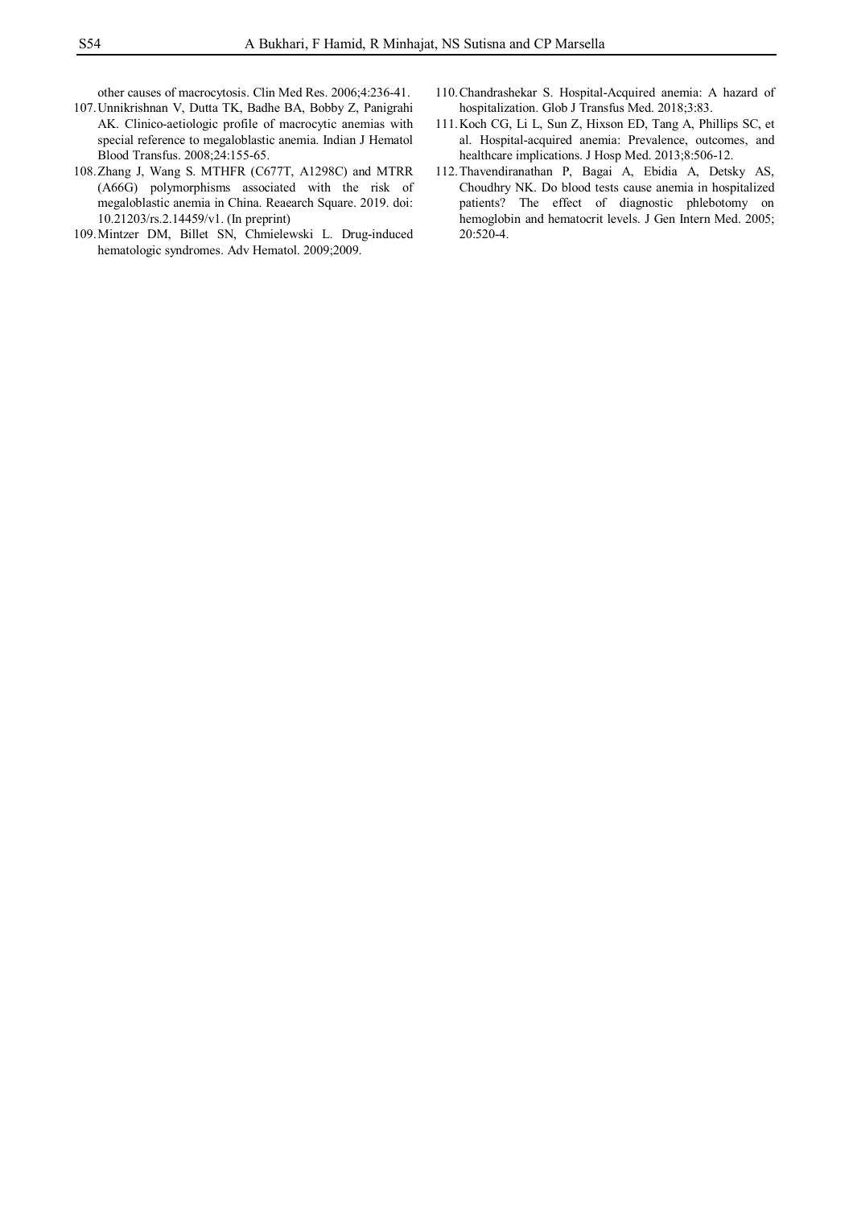other causes of macrocytosis. Clin Med Res. 2006;4:236-41.

107. Unnikrishnan V, Dutta TK, Badhe BA, Bobby Z, Panigrahi AK. Clinico-aetiologic profile of macrocytic anemias with special reference to megaloblastic anemia. Indian J Hematol Blood Transfus. 2008;24:155-65.
108. Zhang J, Wang S. MTHFR (C677T, A1298C) and MTRR (A66G) polymorphisms associated with the risk of megaloblastic anemia in China. Reaearch Square. 2019. doi: 10.21203/rs.2.14459/v1. (In preprint)
109. Mintzer DM, Billet SN, Chmielewski L. Drug-induced hematologic syndromes. Adv Hematol. 2009;2009.
110. Chandrashekar S. Hospital-Acquired anemia: A hazard of hospitalization. Glob J Transfus Med. 2018;3:83.
111. Koch CG, Li L, Sun Z, Hixson ED, Tang A, Phillips SC, et al. Hospital-acquired anemia: Prevalence, outcomes, and healthcare implications. J Hosp Med. 2013;8:506-12.
112. Thavendiranathan P, Bagai A, Ebidia A, Detsky AS, Choudhry NK. Do blood tests cause anemia in hospitalized patients? The effect of diagnostic phlebotomy on hemoglobin and hematocrit levels. J Gen Intern Med. 2005; 20:520-4.